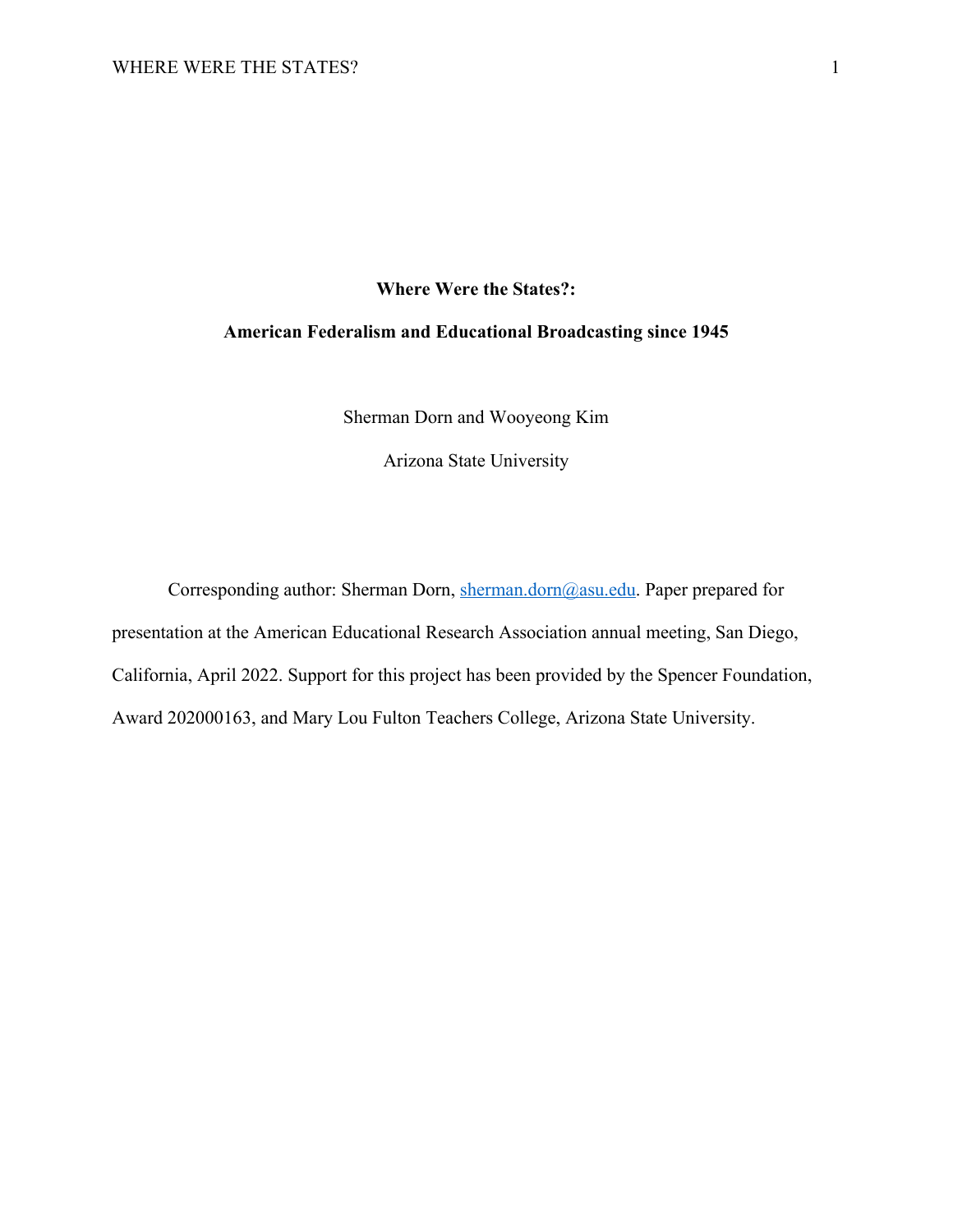# Where Were the States?:

## American Federalism and Educational Broadcasting since 1945

Sherman Dorn and Wooyeong Kim

Arizona State University

Corresponding author: Sherman Dorn, sherman.dorn@asu.edu. Paper prepared for presentation at the American Educational Research Association annual meeting, San Diego, California, April 2022. Support for this project has been provided by the Spencer Foundation, Award 202000163, and Mary Lou Fulton Teachers College, Arizona State University.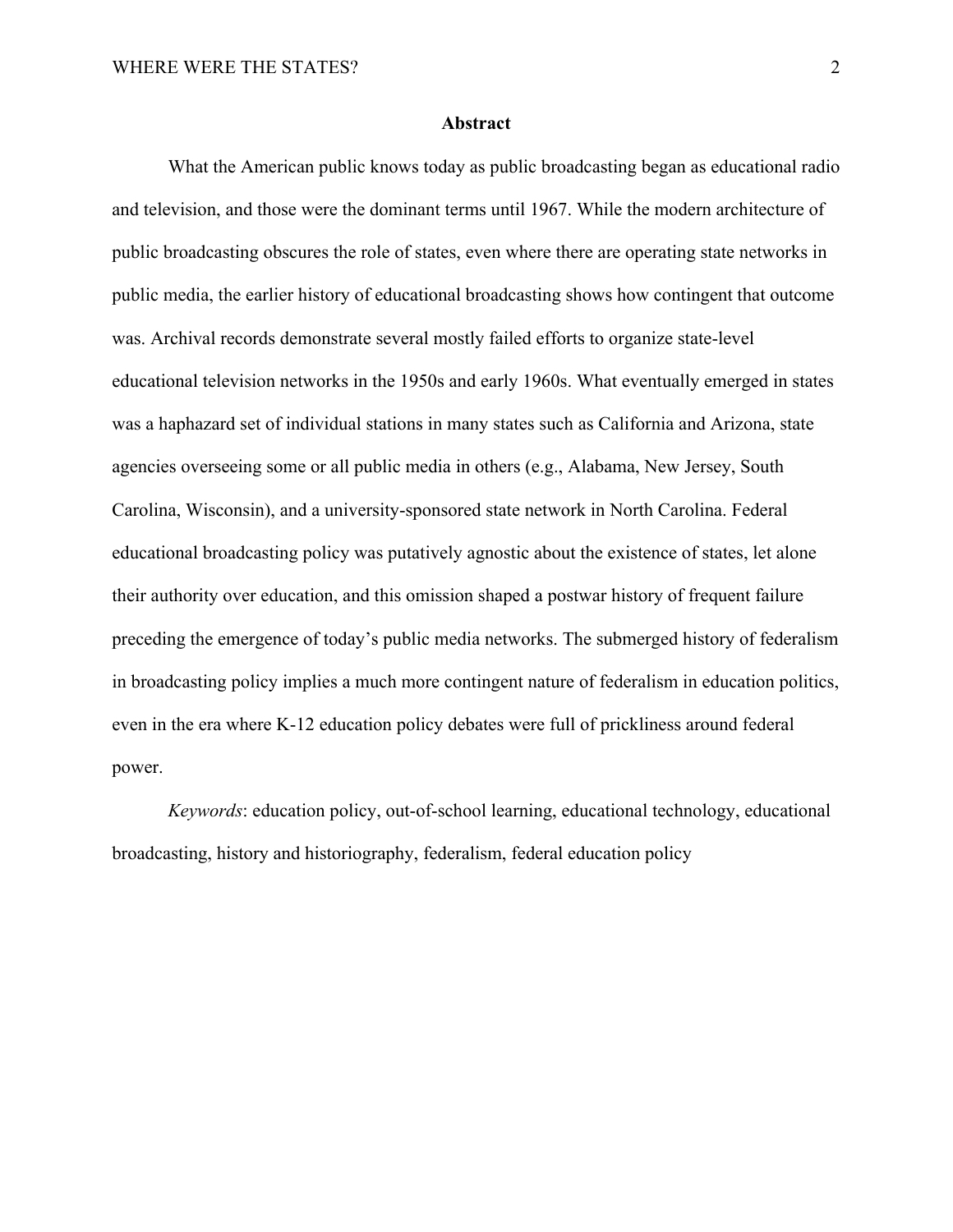## Abstract

What the American public knows today as public broadcasting began as educational radio and television, and those were the dominant terms until 1967. While the modern architecture of public broadcasting obscures the role of states, even where there are operating state networks in public media, the earlier history of educational broadcasting shows how contingent that outcome was. Archival records demonstrate several mostly failed efforts to organize state-level educational television networks in the 1950s and early 1960s. What eventually emerged in states was a haphazard set of individual stations in many states such as California and Arizona, state agencies overseeing some or all public media in others (e.g., Alabama, New Jersey, South Carolina, Wisconsin), and a university-sponsored state network in North Carolina. Federal educational broadcasting policy was putatively agnostic about the existence of states, let alone their authority over education, and this omission shaped a postwar history of frequent failure preceding the emergence of today's public media networks. The submerged history of federalism in broadcasting policy implies a much more contingent nature of federalism in education politics, even in the era where K-12 education policy debates were full of prickliness around federal power.

*Keywords*: education policy, out-of-school learning, educational technology, educational broadcasting, history and historiography, federalism, federal education policy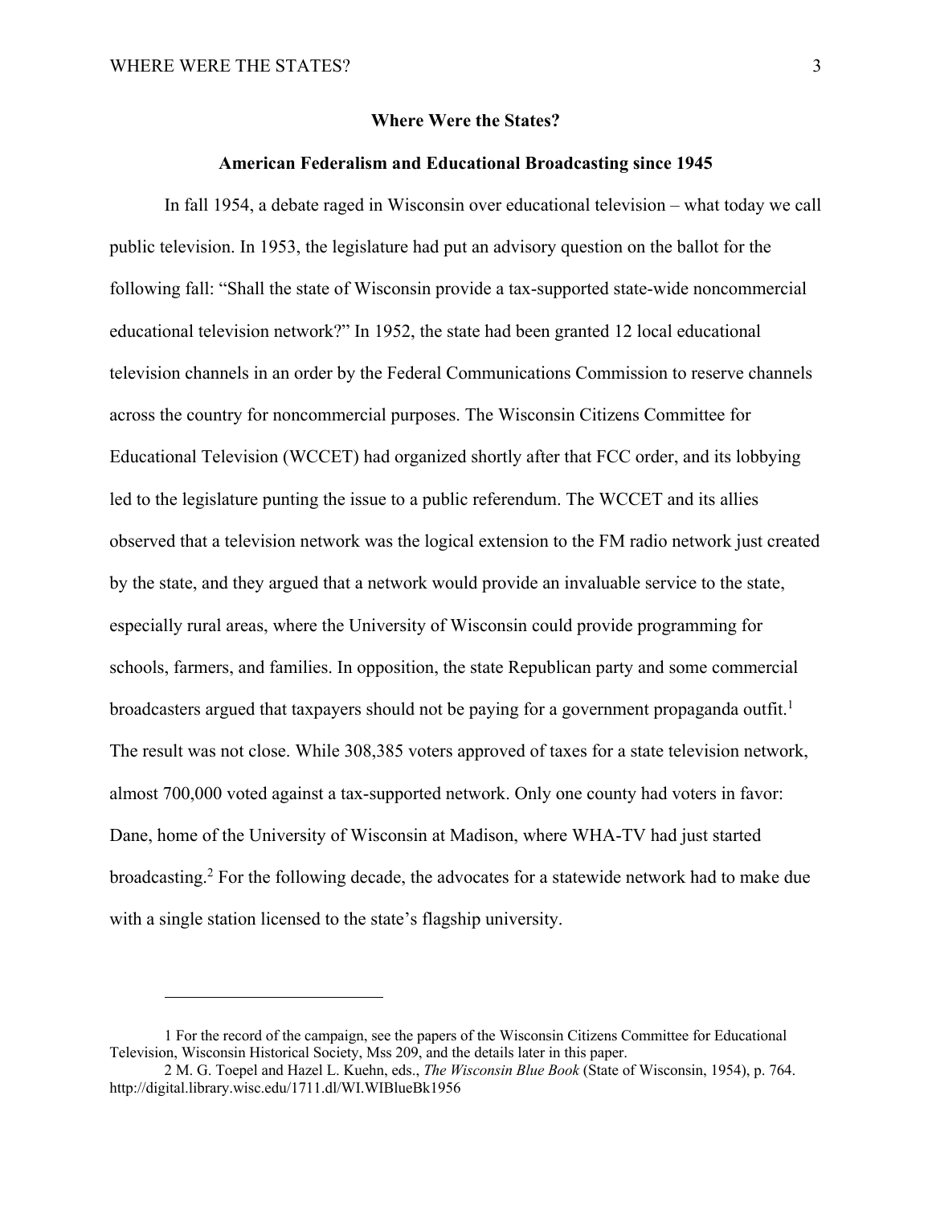**Where Were the States?**

**American Federalism and Educational Broadcasting since 1945**

In fall 1954, a debate raged in Wisconsin over educational television – what today we call public television. In 1953, the legislature had put an advisory question on the ballot for the following fall: "Shall the state of Wisconsin provide a tax-supported state-wide noncommercial educational television network?" In 1952, the state had been granted 12 local educational television channels in an order by the Federal Communications Commission to reserve channels across the country for noncommercial purposes. The Wisconsin Citizens Committee for Educational Television (WCCET) had organized shortly after that FCC order, and its lobbying led to the legislature punting the issue to a public referendum. The WCCET and its allies observed that a television network was the logical extension to the FM radio network just created by the state, and they argued that a network would provide an invaluable service to the state, especially rural areas, where the University of Wisconsin could provide programming for schools, farmers, and families. In opposition, the state Republican party and some commercial broadcasters argued that taxpayers should not be paying for a government propaganda outfit.[1] The result was not close. While 308,385 voters approved of taxes for a state television network, almost 700,000 voted against a tax-supported network. Only one county had voters in favor: Dane, home of the University of Wisconsin at Madison, where WHA-TV had just started broadcasting.[2] For the following decade, the advocates for a statewide network had to make due with a single station licensed to the state's flagship university.

---

1 For the record of the campaign, see the papers of the Wisconsin Citizens Committee for Educational Television, Wisconsin Historical Society, Mss 209, and the details later in this paper.

2 M. G. Toepel and Hazel L. Kuehn, eds., *The Wisconsin Blue Book* (State of Wisconsin, 1954), p. 764. http://digital.library.wisc.edu/1711.dl/WI.WIBlueBk1956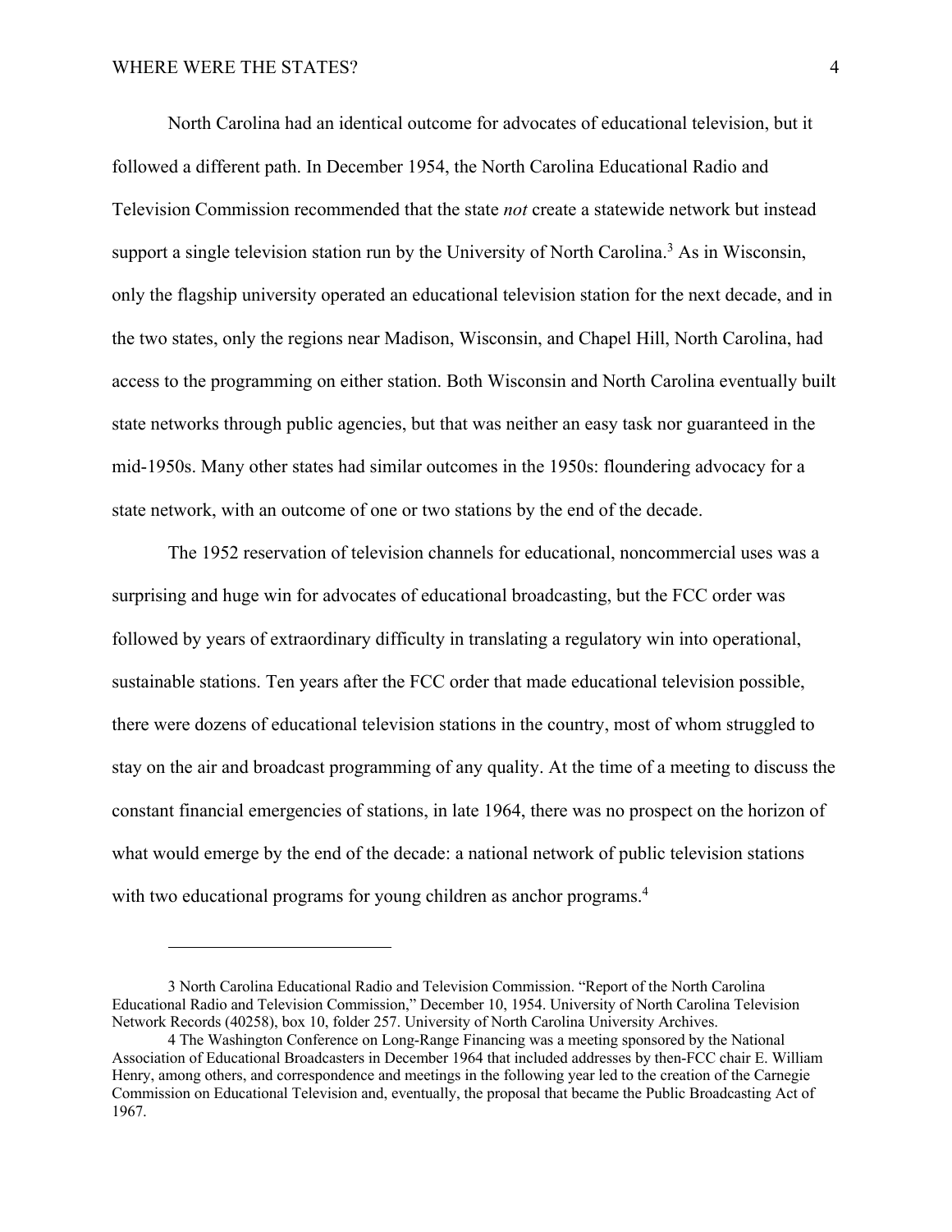North Carolina had an identical outcome for advocates of educational television, but it followed a different path. In December 1954, the North Carolina Educational Radio and Television Commission recommended that the state *not* create a statewide network but instead support a single television station run by the University of North Carolina.[3] As in Wisconsin, only the flagship university operated an educational television station for the next decade, and in the two states, only the regions near Madison, Wisconsin, and Chapel Hill, North Carolina, had access to the programming on either station. Both Wisconsin and North Carolina eventually built state networks through public agencies, but that was neither an easy task nor guaranteed in the mid-1950s. Many other states had similar outcomes in the 1950s: floundering advocacy for a state network, with an outcome of one or two stations by the end of the decade.

The 1952 reservation of television channels for educational, noncommercial uses was a surprising and huge win for advocates of educational broadcasting, but the FCC order was followed by years of extraordinary difficulty in translating a regulatory win into operational, sustainable stations. Ten years after the FCC order that made educational television possible, there were dozens of educational television stations in the country, most of whom struggled to stay on the air and broadcast programming of any quality. At the time of a meeting to discuss the constant financial emergencies of stations, in late 1964, there was no prospect on the horizon of what would emerge by the end of the decade: a national network of public television stations with two educational programs for young children as anchor programs.[4]

---

3 North Carolina Educational Radio and Television Commission. "Report of the North Carolina Educational Radio and Television Commission," December 10, 1954. University of North Carolina Television Network Records (40258), box 10, folder 257. University of North Carolina University Archives.

4 The Washington Conference on Long-Range Financing was a meeting sponsored by the National Association of Educational Broadcasters in December 1964 that included addresses by then-FCC chair E. William Henry, among others, and correspondence and meetings in the following year led to the creation of the Carnegie Commission on Educational Television and, eventually, the proposal that became the Public Broadcasting Act of 1967.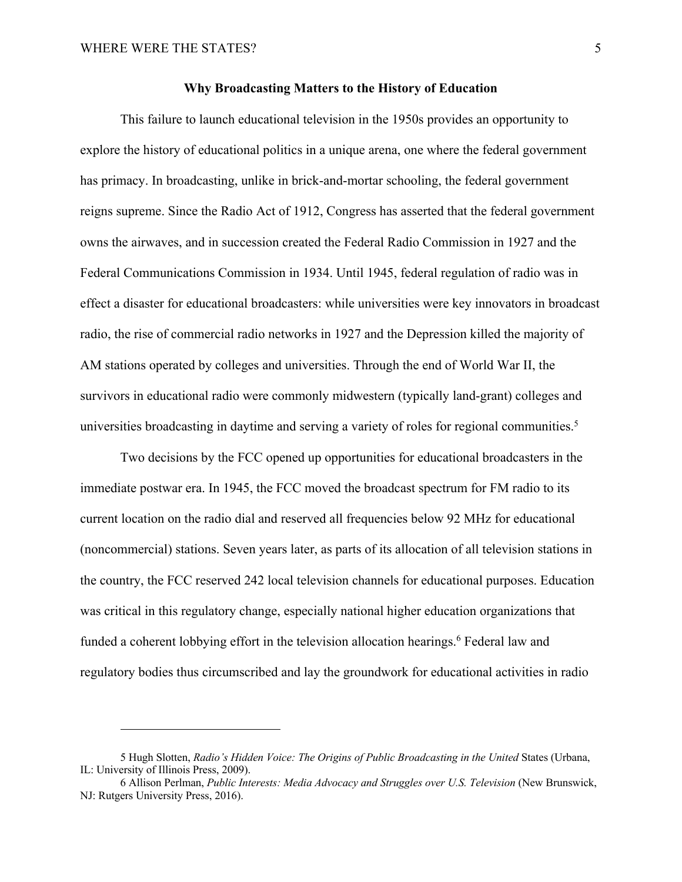## Why Broadcasting Matters to the History of Education

This failure to launch educational television in the 1950s provides an opportunity to explore the history of educational politics in a unique arena, one where the federal government has primacy. In broadcasting, unlike in brick-and-mortar schooling, the federal government reigns supreme. Since the Radio Act of 1912, Congress has asserted that the federal government owns the airwaves, and in succession created the Federal Radio Commission in 1927 and the Federal Communications Commission in 1934. Until 1945, federal regulation of radio was in effect a disaster for educational broadcasters: while universities were key innovators in broadcast radio, the rise of commercial radio networks in 1927 and the Depression killed the majority of AM stations operated by colleges and universities. Through the end of World War II, the survivors in educational radio were commonly midwestern (typically land-grant) colleges and universities broadcasting in daytime and serving a variety of roles for regional communities.[5]

Two decisions by the FCC opened up opportunities for educational broadcasters in the immediate postwar era. In 1945, the FCC moved the broadcast spectrum for FM radio to its current location on the radio dial and reserved all frequencies below 92 MHz for educational (noncommercial) stations. Seven years later, as parts of its allocation of all television stations in the country, the FCC reserved 242 local television channels for educational purposes. Education was critical in this regulatory change, especially national higher education organizations that funded a coherent lobbying effort in the television allocation hearings.[6] Federal law and regulatory bodies thus circumscribed and lay the groundwork for educational activities in radio

---

5 Hugh Slotten, *Radio's Hidden Voice: The Origins of Public Broadcasting in the United* States (Urbana, IL: University of Illinois Press, 2009).

6 Allison Perlman, *Public Interests: Media Advocacy and Struggles over U.S. Television* (New Brunswick, NJ: Rutgers University Press, 2016).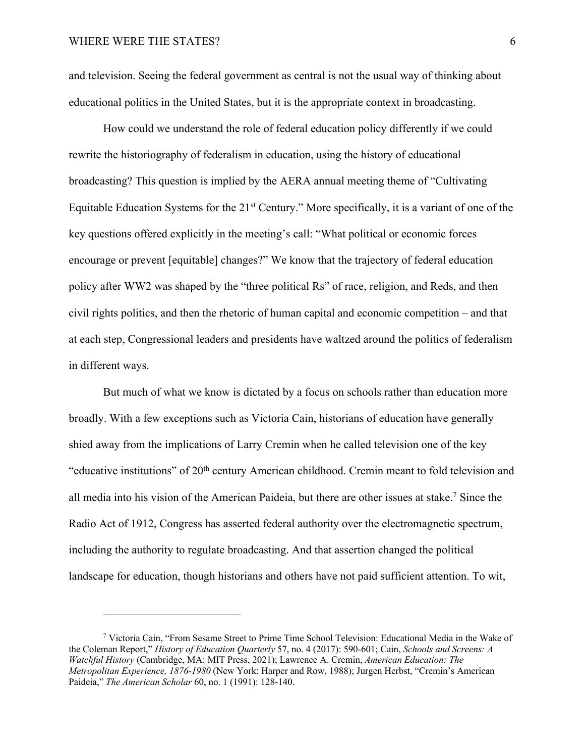and television. Seeing the federal government as central is not the usual way of thinking about educational politics in the United States, but it is the appropriate context in broadcasting.

How could we understand the role of federal education policy differently if we could rewrite the historiography of federalism in education, using the history of educational broadcasting? This question is implied by the AERA annual meeting theme of "Cultivating Equitable Education Systems for the 21st Century." More specifically, it is a variant of one of the key questions offered explicitly in the meeting's call: "What political or economic forces encourage or prevent [equitable] changes?" We know that the trajectory of federal education policy after WW2 was shaped by the "three political Rs" of race, religion, and Reds, and then civil rights politics, and then the rhetoric of human capital and economic competition – and that at each step, Congressional leaders and presidents have waltzed around the politics of federalism in different ways.

But much of what we know is dictated by a focus on schools rather than education more broadly. With a few exceptions such as Victoria Cain, historians of education have generally shied away from the implications of Larry Cremin when he called television one of the key "educative institutions" of 20th century American childhood. Cremin meant to fold television and all media into his vision of the American Paideia, but there are other issues at stake.[7] Since the Radio Act of 1912, Congress has asserted federal authority over the electromagnetic spectrum, including the authority to regulate broadcasting. And that assertion changed the political landscape for education, though historians and others have not paid sufficient attention. To wit,

---

[7] Victoria Cain, "From Sesame Street to Prime Time School Television: Educational Media in the Wake of the Coleman Report," *History of Education Quarterly* 57, no. 4 (2017): 590-601; Cain, *Schools and Screens: A Watchful History* (Cambridge, MA: MIT Press, 2021); Lawrence A. Cremin, *American Education: The Metropolitan Experience, 1876-1980* (New York: Harper and Row, 1988); Jurgen Herbst, "Cremin's American Paideia," *The American Scholar* 60, no. 1 (1991): 128-140.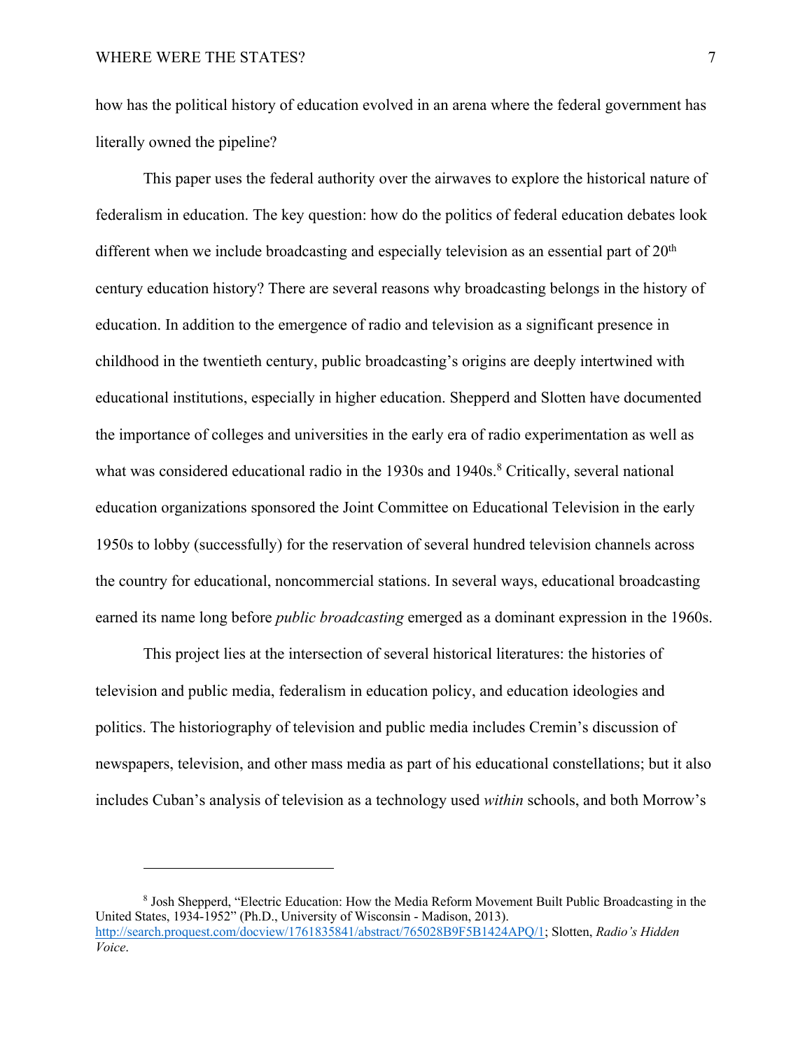how has the political history of education evolved in an arena where the federal government has literally owned the pipeline?

This paper uses the federal authority over the airwaves to explore the historical nature of federalism in education. The key question: how do the politics of federal education debates look different when we include broadcasting and especially television as an essential part of 20th century education history? There are several reasons why broadcasting belongs in the history of education. In addition to the emergence of radio and television as a significant presence in childhood in the twentieth century, public broadcasting's origins are deeply intertwined with educational institutions, especially in higher education. Shepperd and Slotten have documented the importance of colleges and universities in the early era of radio experimentation as well as what was considered educational radio in the 1930s and 1940s.[8] Critically, several national education organizations sponsored the Joint Committee on Educational Television in the early 1950s to lobby (successfully) for the reservation of several hundred television channels across the country for educational, noncommercial stations. In several ways, educational broadcasting earned its name long before *public broadcasting* emerged as a dominant expression in the 1960s.

This project lies at the intersection of several historical literatures: the histories of television and public media, federalism in education policy, and education ideologies and politics. The historiography of television and public media includes Cremin's discussion of newspapers, television, and other mass media as part of his educational constellations; but it also includes Cuban's analysis of television as a technology used *within* schools, and both Morrow's

---

[8] Josh Shepperd, "Electric Education: How the Media Reform Movement Built Public Broadcasting in the United States, 1934-1952" (Ph.D., University of Wisconsin - Madison, 2013). http://search.proquest.com/docview/1761835841/abstract/765028B9F5B1424APQ/1; Slotten, *Radio's Hidden Voice*.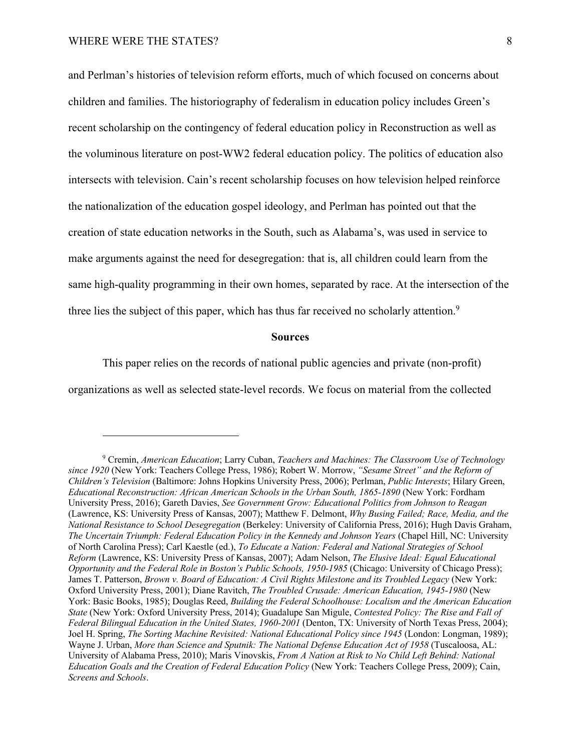and Perlman's histories of television reform efforts, much of which focused on concerns about children and families. The historiography of federalism in education policy includes Green's recent scholarship on the contingency of federal education policy in Reconstruction as well as the voluminous literature on post-WW2 federal education policy. The politics of education also intersects with television. Cain's recent scholarship focuses on how television helped reinforce the nationalization of the education gospel ideology, and Perlman has pointed out that the creation of state education networks in the South, such as Alabama's, was used in service to make arguments against the need for desegregation: that is, all children could learn from the same high-quality programming in their own homes, separated by race. At the intersection of the three lies the subject of this paper, which has thus far received no scholarly attention.[9]

### Sources

This paper relies on the records of national public agencies and private (non-profit) organizations as well as selected state-level records. We focus on material from the collected

---

[9] Cremin, *American Education*; Larry Cuban, *Teachers and Machines: The Classroom Use of Technology since 1920* (New York: Teachers College Press, 1986); Robert W. Morrow, *"Sesame Street" and the Reform of Children's Television* (Baltimore: Johns Hopkins University Press, 2006); Perlman, *Public Interests*; Hilary Green, *Educational Reconstruction: African American Schools in the Urban South, 1865-1890* (New York: Fordham University Press, 2016); Gareth Davies, *See Government Grow: Educational Politics from Johnson to Reagan* (Lawrence, KS: University Press of Kansas, 2007); Matthew F. Delmont, *Why Busing Failed; Race, Media, and the National Resistance to School Desegregation* (Berkeley: University of California Press, 2016); Hugh Davis Graham, *The Uncertain Triumph: Federal Education Policy in the Kennedy and Johnson Years* (Chapel Hill, NC: University of North Carolina Press); Carl Kaestle (ed.), *To Educate a Nation: Federal and National Strategies of School Reform* (Lawrence, KS: University Press of Kansas, 2007); Adam Nelson, *The Elusive Ideal: Equal Educational Opportunity and the Federal Role in Boston's Public Schools, 1950-1985* (Chicago: University of Chicago Press); James T. Patterson, *Brown v. Board of Education: A Civil Rights Milestone and its Troubled Legacy* (New York: Oxford University Press, 2001); Diane Ravitch, *The Troubled Crusade: American Education, 1945-1980* (New York: Basic Books, 1985); Douglas Reed, *Building the Federal Schoolhouse: Localism and the American Education State* (New York: Oxford University Press, 2014); Guadalupe San Migule, *Contested Policy: The Rise and Fall of Federal Bilingual Education in the United States, 1960-2001* (Denton, TX: University of North Texas Press, 2004); Joel H. Spring, *The Sorting Machine Revisited: National Educational Policy since 1945* (London: Longman, 1989); Wayne J. Urban, *More than Science and Sputnik: The National Defense Education Act of 1958* (Tuscaloosa, AL: University of Alabama Press, 2010); Maris Vinovskis, *From A Nation at Risk to No Child Left Behind: National Education Goals and the Creation of Federal Education Policy* (New York: Teachers College Press, 2009); Cain, *Screens and Schools*.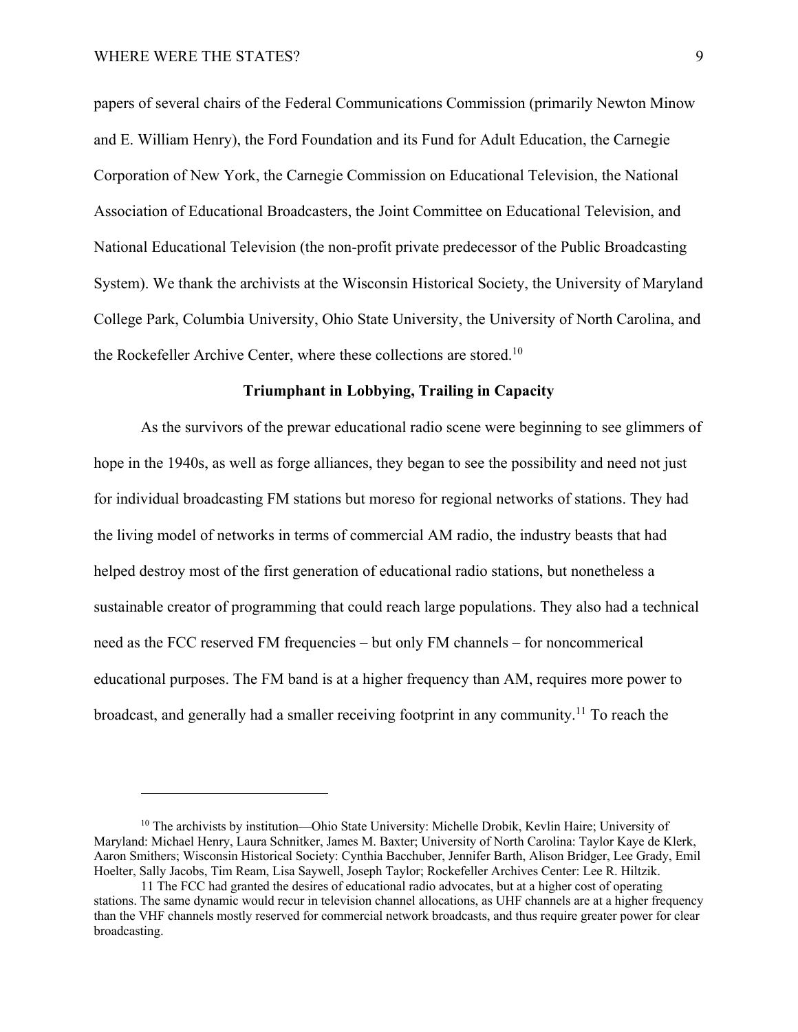papers of several chairs of the Federal Communications Commission (primarily Newton Minow and E. William Henry), the Ford Foundation and its Fund for Adult Education, the Carnegie Corporation of New York, the Carnegie Commission on Educational Television, the National Association of Educational Broadcasters, the Joint Committee on Educational Television, and National Educational Television (the non-profit private predecessor of the Public Broadcasting System). We thank the archivists at the Wisconsin Historical Society, the University of Maryland College Park, Columbia University, Ohio State University, the University of North Carolina, and the Rockefeller Archive Center, where these collections are stored.[10]

## Triumphant in Lobbying, Trailing in Capacity

As the survivors of the prewar educational radio scene were beginning to see glimmers of hope in the 1940s, as well as forge alliances, they began to see the possibility and need not just for individual broadcasting FM stations but moreso for regional networks of stations. They had the living model of networks in terms of commercial AM radio, the industry beasts that had helped destroy most of the first generation of educational radio stations, but nonetheless a sustainable creator of programming that could reach large populations. They also had a technical need as the FCC reserved FM frequencies – but only FM channels – for noncommerical educational purposes. The FM band is at a higher frequency than AM, requires more power to broadcast, and generally had a smaller receiving footprint in any community.[11] To reach the

---

[10] The archivists by institution—Ohio State University: Michelle Drobik, Kevlin Haire; University of Maryland: Michael Henry, Laura Schnitker, James M. Baxter; University of North Carolina: Taylor Kaye de Klerk, Aaron Smithers; Wisconsin Historical Society: Cynthia Bacchuber, Jennifer Barth, Alison Bridger, Lee Grady, Emil Hoelter, Sally Jacobs, Tim Ream, Lisa Saywell, Joseph Taylor; Rockefeller Archives Center: Lee R. Hiltzik.

[11] The FCC had granted the desires of educational radio advocates, but at a higher cost of operating stations. The same dynamic would recur in television channel allocations, as UHF channels are at a higher frequency than the VHF channels mostly reserved for commercial network broadcasts, and thus require greater power for clear broadcasting.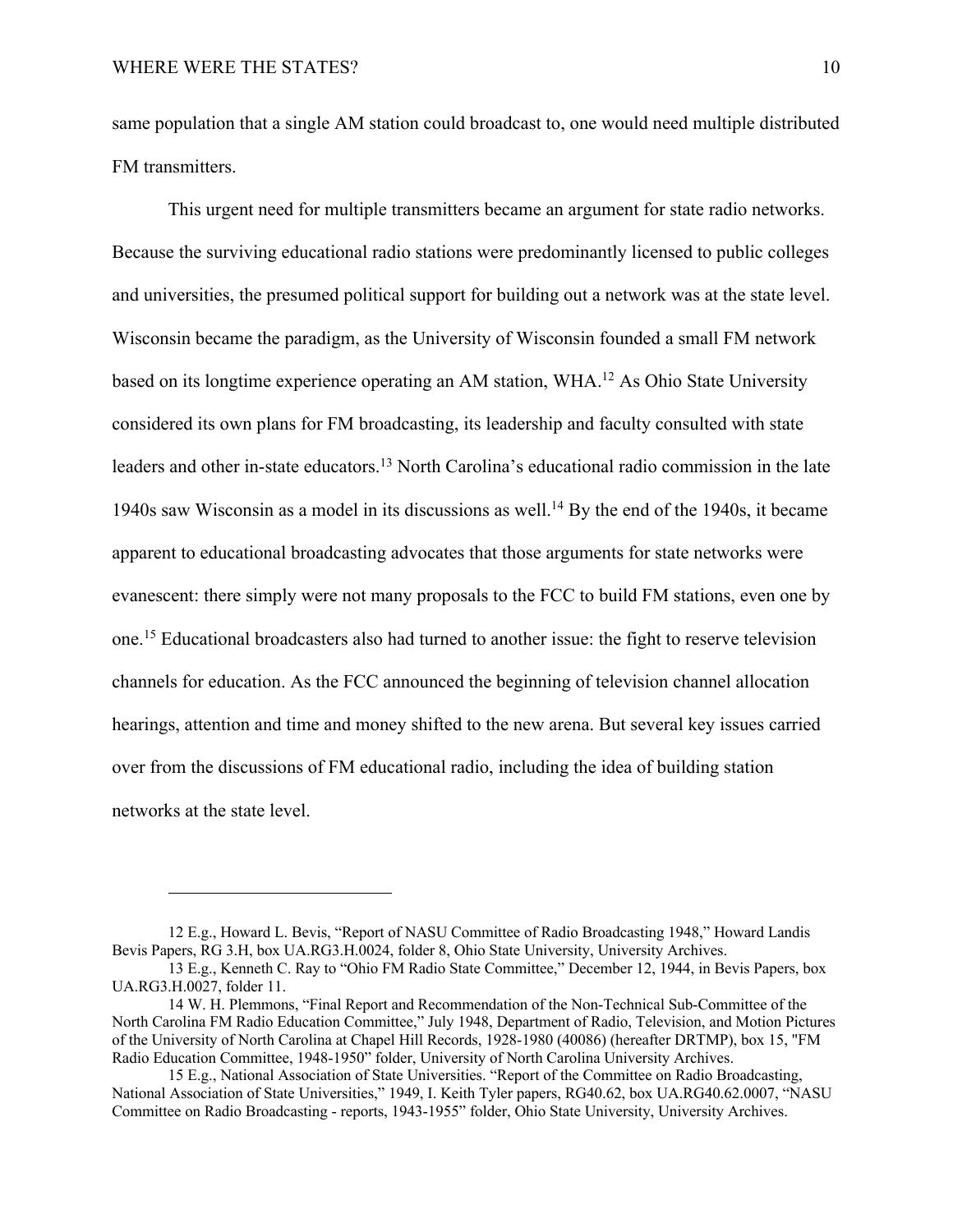same population that a single AM station could broadcast to, one would need multiple distributed FM transmitters.

This urgent need for multiple transmitters became an argument for state radio networks. Because the surviving educational radio stations were predominantly licensed to public colleges and universities, the presumed political support for building out a network was at the state level. Wisconsin became the paradigm, as the University of Wisconsin founded a small FM network based on its longtime experience operating an AM station, WHA.[12] As Ohio State University considered its own plans for FM broadcasting, its leadership and faculty consulted with state leaders and other in-state educators.[13] North Carolina's educational radio commission in the late 1940s saw Wisconsin as a model in its discussions as well.[14] By the end of the 1940s, it became apparent to educational broadcasting advocates that those arguments for state networks were evanescent: there simply were not many proposals to the FCC to build FM stations, even one by one.[15] Educational broadcasters also had turned to another issue: the fight to reserve television channels for education. As the FCC announced the beginning of television channel allocation hearings, attention and time and money shifted to the new arena. But several key issues carried over from the discussions of FM educational radio, including the idea of building station networks at the state level.

---

12 E.g., Howard L. Bevis, "Report of NASU Committee of Radio Broadcasting 1948," Howard Landis Bevis Papers, RG 3.H, box UA.RG3.H.0024, folder 8, Ohio State University, University Archives.

13 E.g., Kenneth C. Ray to "Ohio FM Radio State Committee," December 12, 1944, in Bevis Papers, box UA.RG3.H.0027, folder 11.

14 W. H. Plemmons, "Final Report and Recommendation of the Non-Technical Sub-Committee of the North Carolina FM Radio Education Committee," July 1948, Department of Radio, Television, and Motion Pictures of the University of North Carolina at Chapel Hill Records, 1928-1980 (40086) (hereafter DRTMP), box 15, "FM Radio Education Committee, 1948-1950" folder, University of North Carolina University Archives.

15 E.g., National Association of State Universities. "Report of the Committee on Radio Broadcasting, National Association of State Universities," 1949, I. Keith Tyler papers, RG40.62, box UA.RG40.62.0007, "NASU Committee on Radio Broadcasting - reports, 1943-1955" folder, Ohio State University, University Archives.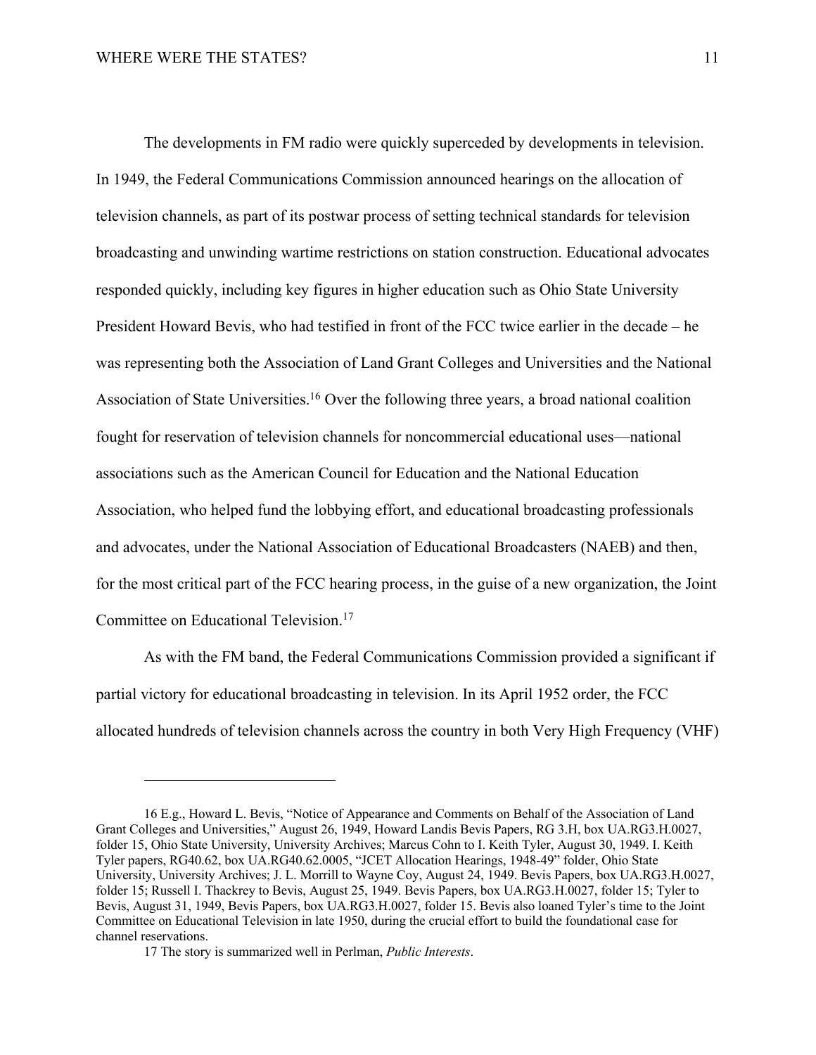The developments in FM radio were quickly superceded by developments in television. In 1949, the Federal Communications Commission announced hearings on the allocation of television channels, as part of its postwar process of setting technical standards for television broadcasting and unwinding wartime restrictions on station construction. Educational advocates responded quickly, including key figures in higher education such as Ohio State University President Howard Bevis, who had testified in front of the FCC twice earlier in the decade – he was representing both the Association of Land Grant Colleges and Universities and the National Association of State Universities.[16] Over the following three years, a broad national coalition fought for reservation of television channels for noncommercial educational uses—national associations such as the American Council for Education and the National Education Association, who helped fund the lobbying effort, and educational broadcasting professionals and advocates, under the National Association of Educational Broadcasters (NAEB) and then, for the most critical part of the FCC hearing process, in the guise of a new organization, the Joint Committee on Educational Television.[17]

As with the FM band, the Federal Communications Commission provided a significant if partial victory for educational broadcasting in television. In its April 1952 order, the FCC allocated hundreds of television channels across the country in both Very High Frequency (VHF)

---

16 E.g., Howard L. Bevis, "Notice of Appearance and Comments on Behalf of the Association of Land Grant Colleges and Universities," August 26, 1949, Howard Landis Bevis Papers, RG 3.H, box UA.RG3.H.0027, folder 15, Ohio State University, University Archives; Marcus Cohn to I. Keith Tyler, August 30, 1949. I. Keith Tyler papers, RG40.62, box UA.RG40.62.0005, "JCET Allocation Hearings, 1948-49" folder, Ohio State University, University Archives; J. L. Morrill to Wayne Coy, August 24, 1949. Bevis Papers, box UA.RG3.H.0027, folder 15; Russell I. Thackrey to Bevis, August 25, 1949. Bevis Papers, box UA.RG3.H.0027, folder 15; Tyler to Bevis, August 31, 1949, Bevis Papers, box UA.RG3.H.0027, folder 15. Bevis also loaned Tyler's time to the Joint Committee on Educational Television in late 1950, during the crucial effort to build the foundational case for channel reservations.

17 The story is summarized well in Perlman, *Public Interests*.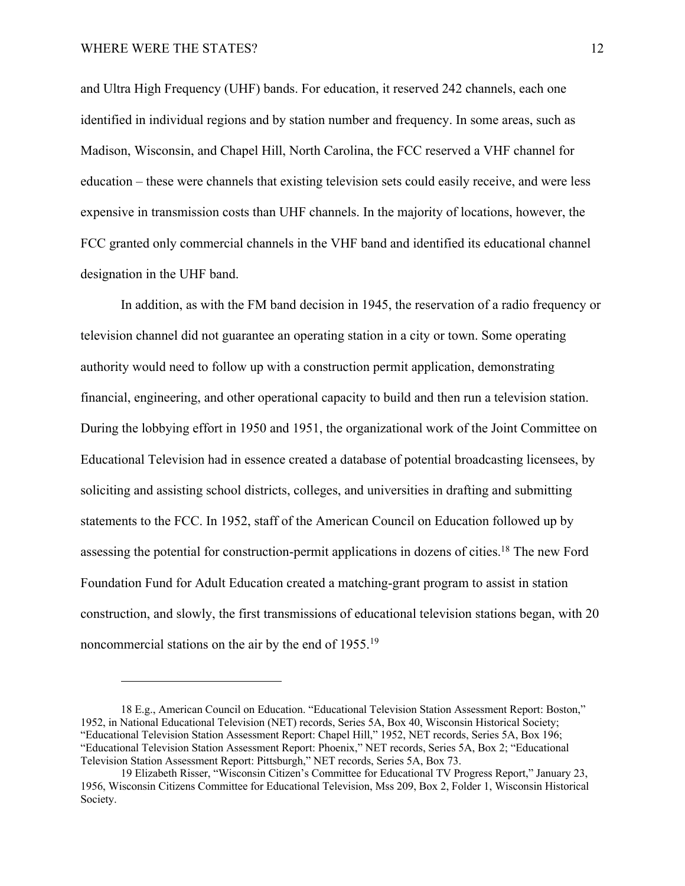and Ultra High Frequency (UHF) bands. For education, it reserved 242 channels, each one identified in individual regions and by station number and frequency. In some areas, such as Madison, Wisconsin, and Chapel Hill, North Carolina, the FCC reserved a VHF channel for education – these were channels that existing television sets could easily receive, and were less expensive in transmission costs than UHF channels. In the majority of locations, however, the FCC granted only commercial channels in the VHF band and identified its educational channel designation in the UHF band.

In addition, as with the FM band decision in 1945, the reservation of a radio frequency or television channel did not guarantee an operating station in a city or town. Some operating authority would need to follow up with a construction permit application, demonstrating financial, engineering, and other operational capacity to build and then run a television station. During the lobbying effort in 1950 and 1951, the organizational work of the Joint Committee on Educational Television had in essence created a database of potential broadcasting licensees, by soliciting and assisting school districts, colleges, and universities in drafting and submitting statements to the FCC. In 1952, staff of the American Council on Education followed up by assessing the potential for construction-permit applications in dozens of cities.[18] The new Ford Foundation Fund for Adult Education created a matching-grant program to assist in station construction, and slowly, the first transmissions of educational television stations began, with 20 noncommercial stations on the air by the end of 1955.[19]

---

18 E.g., American Council on Education. "Educational Television Station Assessment Report: Boston," 1952, in National Educational Television (NET) records, Series 5A, Box 40, Wisconsin Historical Society; "Educational Television Station Assessment Report: Chapel Hill," 1952, NET records, Series 5A, Box 196; "Educational Television Station Assessment Report: Phoenix," NET records, Series 5A, Box 2; "Educational Television Station Assessment Report: Pittsburgh," NET records, Series 5A, Box 73.

19 Elizabeth Risser, "Wisconsin Citizen's Committee for Educational TV Progress Report," January 23, 1956, Wisconsin Citizens Committee for Educational Television, Mss 209, Box 2, Folder 1, Wisconsin Historical Society.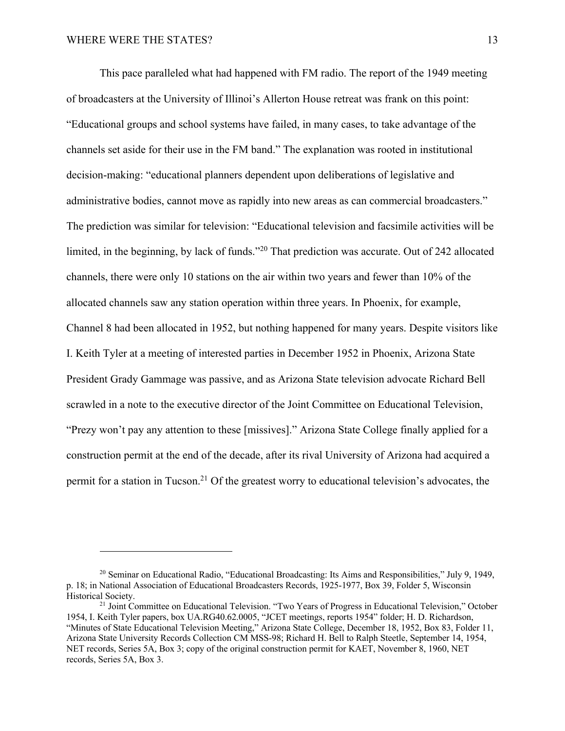This pace paralleled what had happened with FM radio. The report of the 1949 meeting of broadcasters at the University of Illinoi's Allerton House retreat was frank on this point: "Educational groups and school systems have failed, in many cases, to take advantage of the channels set aside for their use in the FM band." The explanation was rooted in institutional decision-making: "educational planners dependent upon deliberations of legislative and administrative bodies, cannot move as rapidly into new areas as can commercial broadcasters." The prediction was similar for television: "Educational television and facsimile activities will be limited, in the beginning, by lack of funds."[20] That prediction was accurate. Out of 242 allocated channels, there were only 10 stations on the air within two years and fewer than 10% of the allocated channels saw any station operation within three years. In Phoenix, for example, Channel 8 had been allocated in 1952, but nothing happened for many years. Despite visitors like I. Keith Tyler at a meeting of interested parties in December 1952 in Phoenix, Arizona State President Grady Gammage was passive, and as Arizona State television advocate Richard Bell scrawled in a note to the executive director of the Joint Committee on Educational Television, "Prezy won't pay any attention to these [missives]." Arizona State College finally applied for a construction permit at the end of the decade, after its rival University of Arizona had acquired a permit for a station in Tucson.[21] Of the greatest worry to educational television's advocates, the

---

[20] Seminar on Educational Radio, "Educational Broadcasting: Its Aims and Responsibilities," July 9, 1949, p. 18; in National Association of Educational Broadcasters Records, 1925-1977, Box 39, Folder 5, Wisconsin Historical Society.

[21] Joint Committee on Educational Television. "Two Years of Progress in Educational Television," October 1954, I. Keith Tyler papers, box UA.RG40.62.0005, "JCET meetings, reports 1954" folder; H. D. Richardson, "Minutes of State Educational Television Meeting," Arizona State College, December 18, 1952, Box 83, Folder 11, Arizona State University Records Collection CM MSS-98; Richard H. Bell to Ralph Steetle, September 14, 1954, NET records, Series 5A, Box 3; copy of the original construction permit for KAET, November 8, 1960, NET records, Series 5A, Box 3.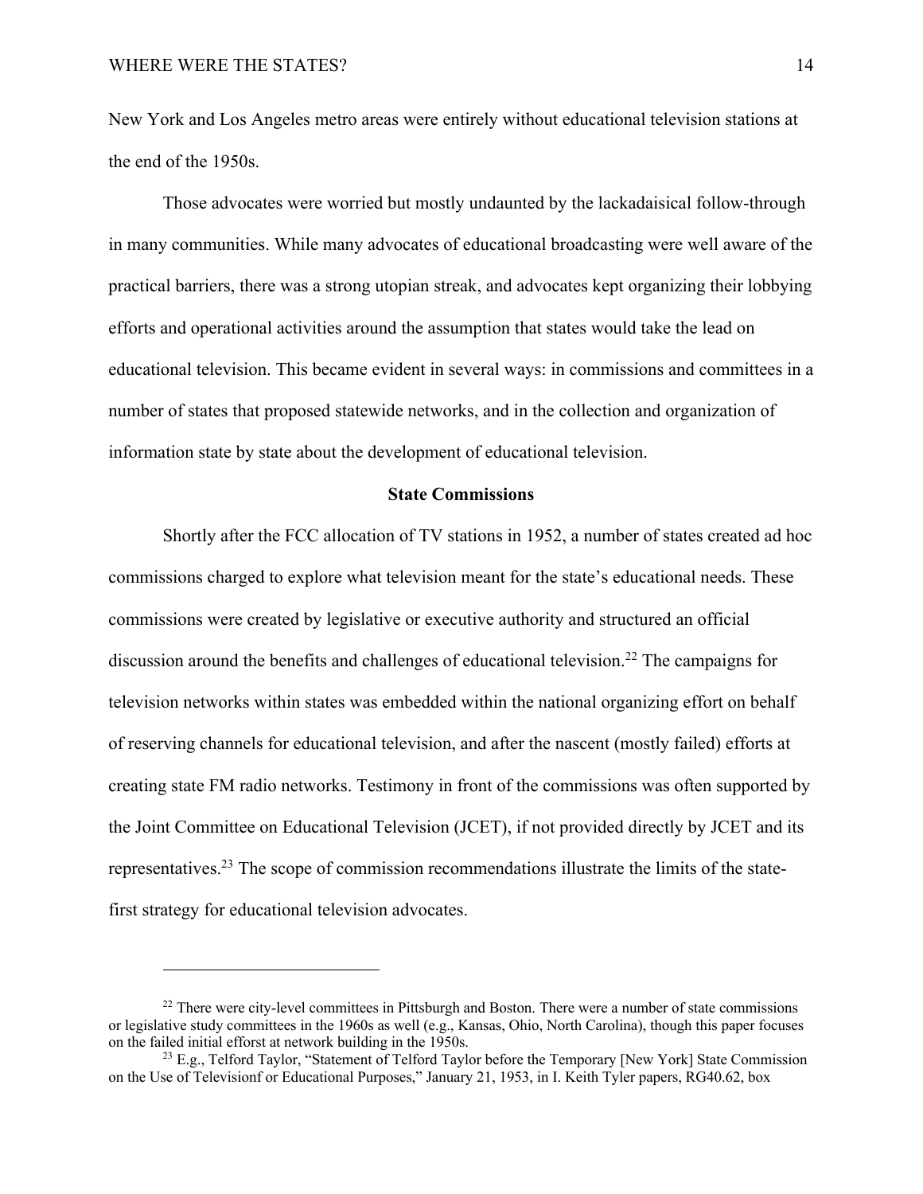New York and Los Angeles metro areas were entirely without educational television stations at the end of the 1950s.

Those advocates were worried but mostly undaunted by the lackadaisical follow-through in many communities. While many advocates of educational broadcasting were well aware of the practical barriers, there was a strong utopian streak, and advocates kept organizing their lobbying efforts and operational activities around the assumption that states would take the lead on educational television. This became evident in several ways: in commissions and committees in a number of states that proposed statewide networks, and in the collection and organization of information state by state about the development of educational television.

## State Commissions

Shortly after the FCC allocation of TV stations in 1952, a number of states created ad hoc commissions charged to explore what television meant for the state's educational needs. These commissions were created by legislative or executive authority and structured an official discussion around the benefits and challenges of educational television.[22] The campaigns for television networks within states was embedded within the national organizing effort on behalf of reserving channels for educational television, and after the nascent (mostly failed) efforts at creating state FM radio networks. Testimony in front of the commissions was often supported by the Joint Committee on Educational Television (JCET), if not provided directly by JCET and its representatives.[23] The scope of commission recommendations illustrate the limits of the state-first strategy for educational television advocates.

---

[22] There were city-level committees in Pittsburgh and Boston. There were a number of state commissions or legislative study committees in the 1960s as well (e.g., Kansas, Ohio, North Carolina), though this paper focuses on the failed initial efforst at network building in the 1950s.

[23] E.g., Telford Taylor, "Statement of Telford Taylor before the Temporary [New York] State Commission on the Use of Televisionf or Educational Purposes," January 21, 1953, in I. Keith Tyler papers, RG40.62, box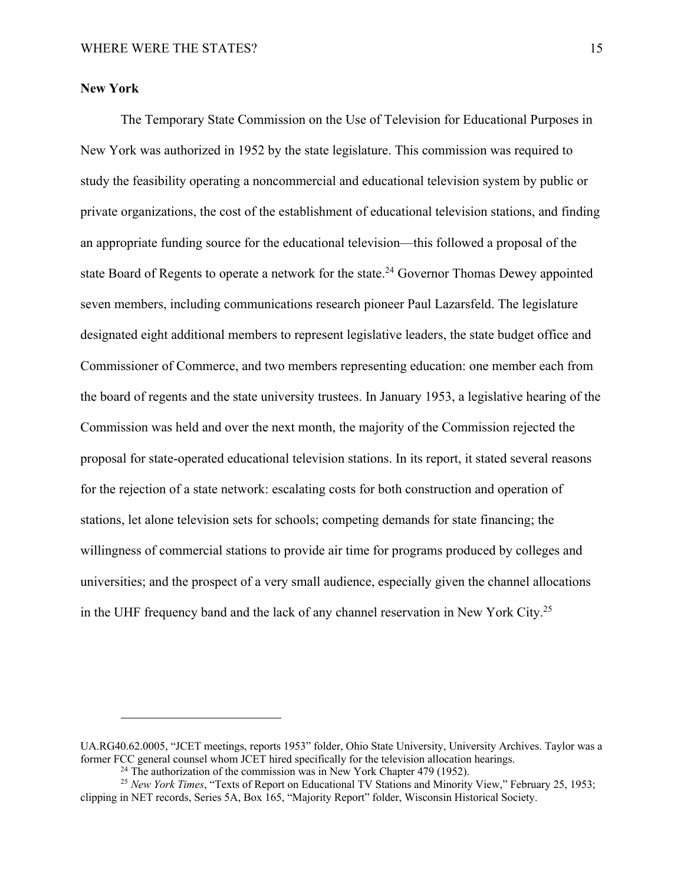**New York**

The Temporary State Commission on the Use of Television for Educational Purposes in New York was authorized in 1952 by the state legislature. This commission was required to study the feasibility operating a noncommercial and educational television system by public or private organizations, the cost of the establishment of educational television stations, and finding an appropriate funding source for the educational television—this followed a proposal of the state Board of Regents to operate a network for the state.[24] Governor Thomas Dewey appointed seven members, including communications research pioneer Paul Lazarsfeld. The legislature designated eight additional members to represent legislative leaders, the state budget office and Commissioner of Commerce, and two members representing education: one member each from the board of regents and the state university trustees. In January 1953, a legislative hearing of the Commission was held and over the next month, the majority of the Commission rejected the proposal for state-operated educational television stations. In its report, it stated several reasons for the rejection of a state network: escalating costs for both construction and operation of stations, let alone television sets for schools; competing demands for state financing; the willingness of commercial stations to provide air time for programs produced by colleges and universities; and the prospect of a very small audience, especially given the channel allocations in the UHF frequency band and the lack of any channel reservation in New York City.[25]

---

UA.RG40.62.0005, "JCET meetings, reports 1953" folder, Ohio State University, University Archives. Taylor was a former FCC general counsel whom JCET hired specifically for the television allocation hearings.

[24] The authorization of the commission was in New York Chapter 479 (1952).

[25] *New York Times*, "Texts of Report on Educational TV Stations and Minority View," February 25, 1953; clipping in NET records, Series 5A, Box 165, "Majority Report" folder, Wisconsin Historical Society.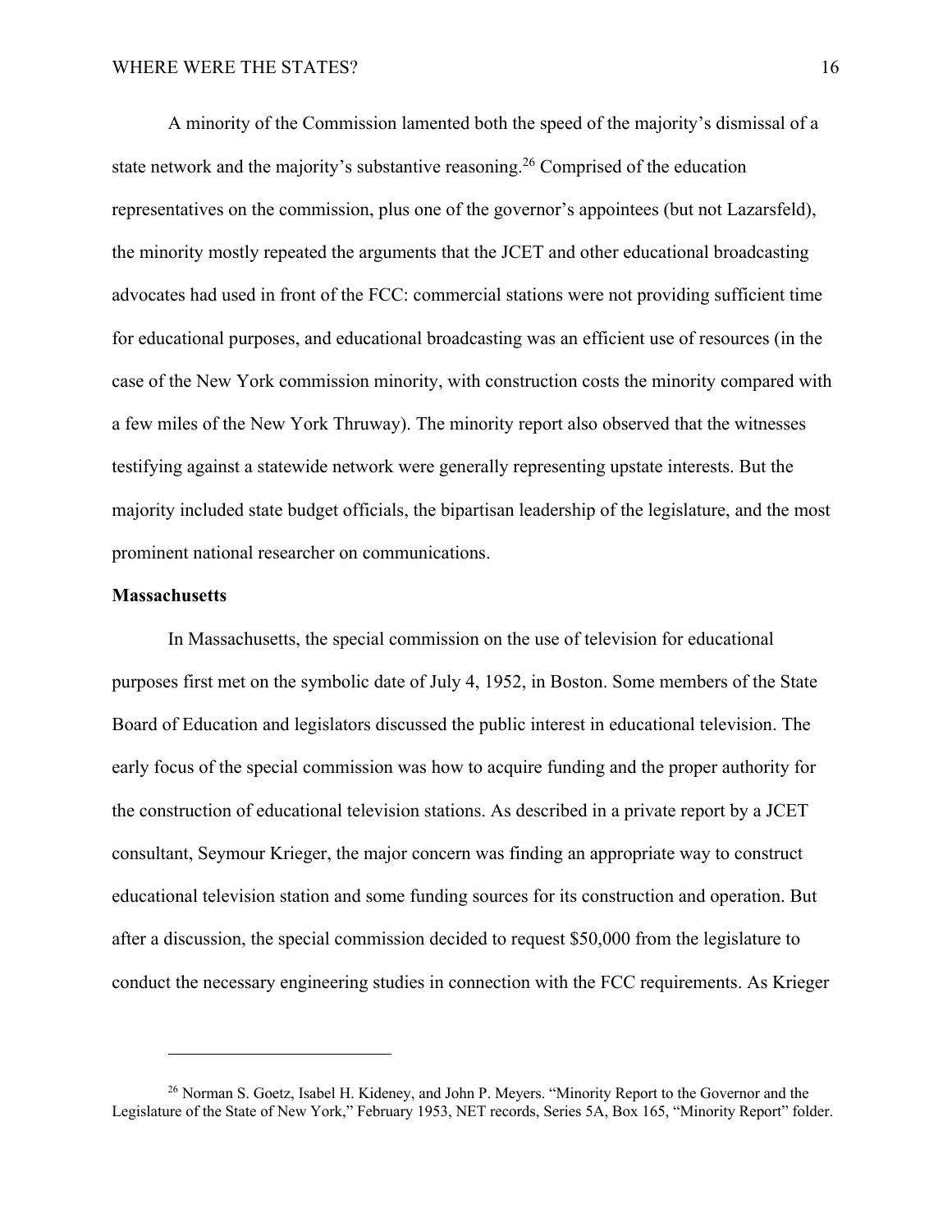A minority of the Commission lamented both the speed of the majority's dismissal of a state network and the majority's substantive reasoning.[26] Comprised of the education representatives on the commission, plus one of the governor's appointees (but not Lazarsfeld), the minority mostly repeated the arguments that the JCET and other educational broadcasting advocates had used in front of the FCC: commercial stations were not providing sufficient time for educational purposes, and educational broadcasting was an efficient use of resources (in the case of the New York commission minority, with construction costs the minority compared with a few miles of the New York Thruway). The minority report also observed that the witnesses testifying against a statewide network were generally representing upstate interests. But the majority included state budget officials, the bipartisan leadership of the legislature, and the most prominent national researcher on communications.

**Massachusetts**

In Massachusetts, the special commission on the use of television for educational purposes first met on the symbolic date of July 4, 1952, in Boston. Some members of the State Board of Education and legislators discussed the public interest in educational television. The early focus of the special commission was how to acquire funding and the proper authority for the construction of educational television stations. As described in a private report by a JCET consultant, Seymour Krieger, the major concern was finding an appropriate way to construct educational television station and some funding sources for its construction and operation. But after a discussion, the special commission decided to request $50,000 from the legislature to conduct the necessary engineering studies in connection with the FCC requirements. As Krieger

---

[26] Norman S. Goetz, Isabel H. Kideney, and John P. Meyers. "Minority Report to the Governor and the Legislature of the State of New York," February 1953, NET records, Series 5A, Box 165, "Minority Report" folder.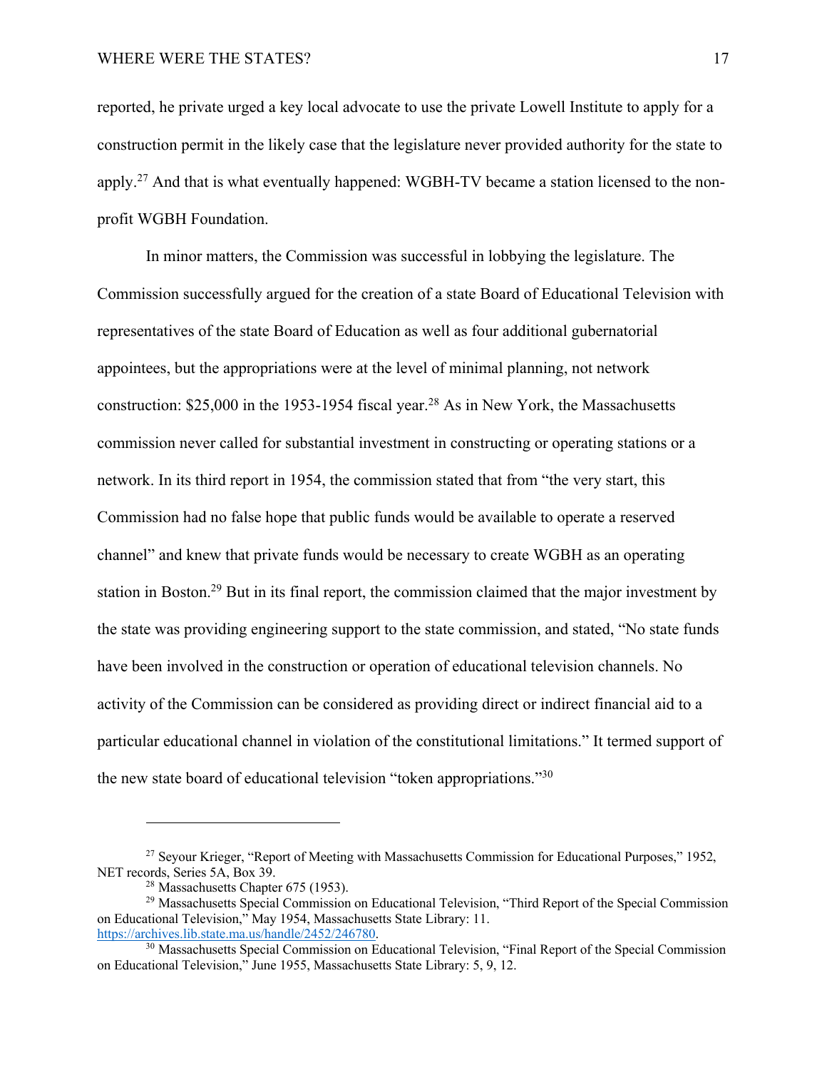reported, he private urged a key local advocate to use the private Lowell Institute to apply for a construction permit in the likely case that the legislature never provided authority for the state to apply.[27] And that is what eventually happened: WGBH-TV became a station licensed to the non-profit WGBH Foundation.

In minor matters, the Commission was successful in lobbying the legislature. The Commission successfully argued for the creation of a state Board of Educational Television with representatives of the state Board of Education as well as four additional gubernatorial appointees, but the appropriations were at the level of minimal planning, not network construction: $25,000 in the 1953-1954 fiscal year.[28] As in New York, the Massachusetts commission never called for substantial investment in constructing or operating stations or a network. In its third report in 1954, the commission stated that from "the very start, this Commission had no false hope that public funds would be available to operate a reserved channel" and knew that private funds would be necessary to create WGBH as an operating station in Boston.[29] But in its final report, the commission claimed that the major investment by the state was providing engineering support to the state commission, and stated, "No state funds have been involved in the construction or operation of educational television channels. No activity of the Commission can be considered as providing direct or indirect financial aid to a particular educational channel in violation of the constitutional limitations." It termed support of the new state board of educational television "token appropriations."[30]

---

[27] Seyour Krieger, "Report of Meeting with Massachusetts Commission for Educational Purposes," 1952, NET records, Series 5A, Box 39.

[28] Massachusetts Chapter 675 (1953).

[29] Massachusetts Special Commission on Educational Television, "Third Report of the Special Commission on Educational Television," May 1954, Massachusetts State Library: 11. https://archives.lib.state.ma.us/handle/2452/246780.

[30] Massachusetts Special Commission on Educational Television, "Final Report of the Special Commission on Educational Television," June 1955, Massachusetts State Library: 5, 9, 12.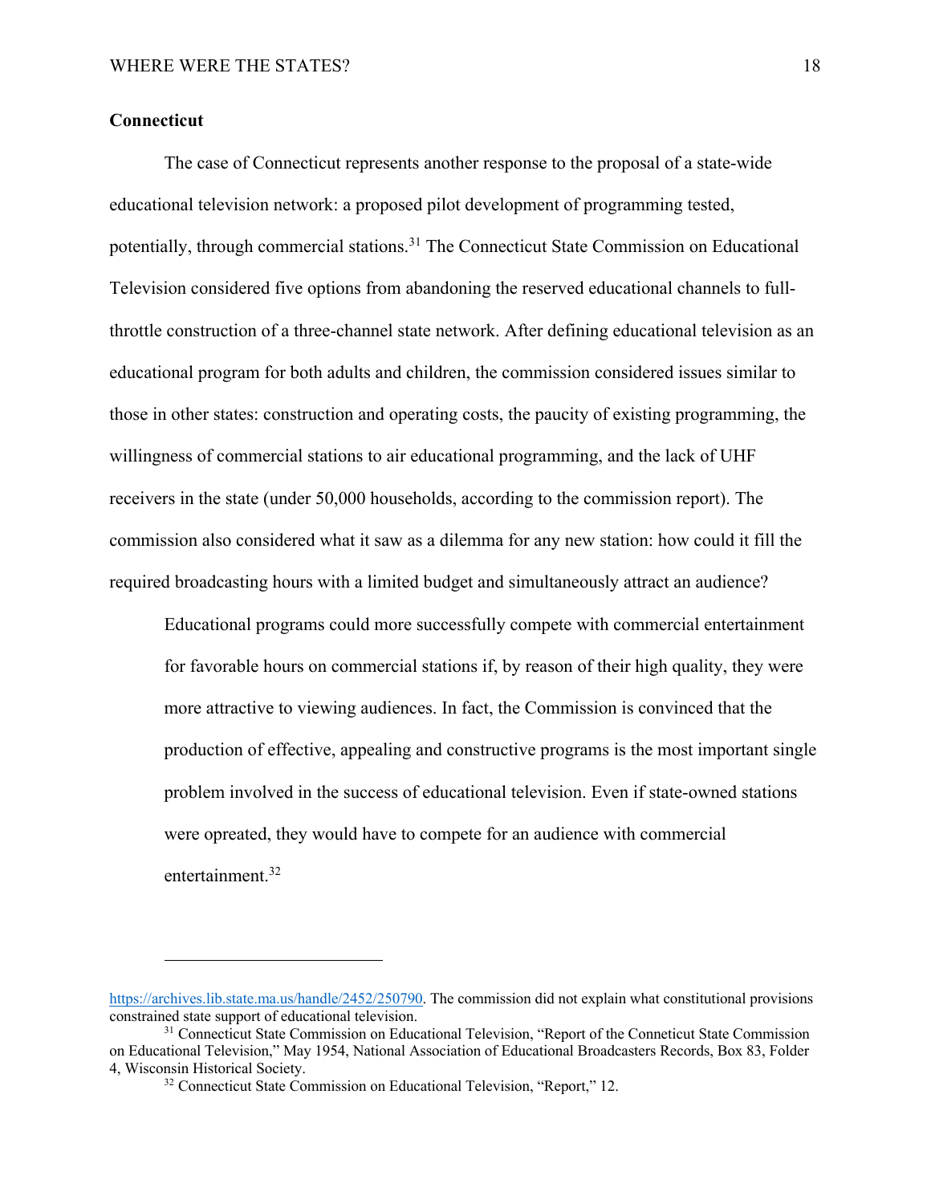**Connecticut**

The case of Connecticut represents another response to the proposal of a state-wide educational television network: a proposed pilot development of programming tested, potentially, through commercial stations.[31] The Connecticut State Commission on Educational Television considered five options from abandoning the reserved educational channels to full-throttle construction of a three-channel state network. After defining educational television as an educational program for both adults and children, the commission considered issues similar to those in other states: construction and operating costs, the paucity of existing programming, the willingness of commercial stations to air educational programming, and the lack of UHF receivers in the state (under 50,000 households, according to the commission report). The commission also considered what it saw as a dilemma for any new station: how could it fill the required broadcasting hours with a limited budget and simultaneously attract an audience?

> Educational programs could more successfully compete with commercial entertainment for favorable hours on commercial stations if, by reason of their high quality, they were more attractive to viewing audiences. In fact, the Commission is convinced that the production of effective, appealing and constructive programs is the most important single problem involved in the success of educational television. Even if state-owned stations were opreated, they would have to compete for an audience with commercial entertainment.[32]

---

https://archives.lib.state.ma.us/handle/2452/250790. The commission did not explain what constitutional provisions constrained state support of educational television.

[31] Connecticut State Commission on Educational Television, "Report of the Conneticut State Commission on Educational Television," May 1954, National Association of Educational Broadcasters Records, Box 83, Folder 4, Wisconsin Historical Society.

[32] Connecticut State Commission on Educational Television, "Report," 12.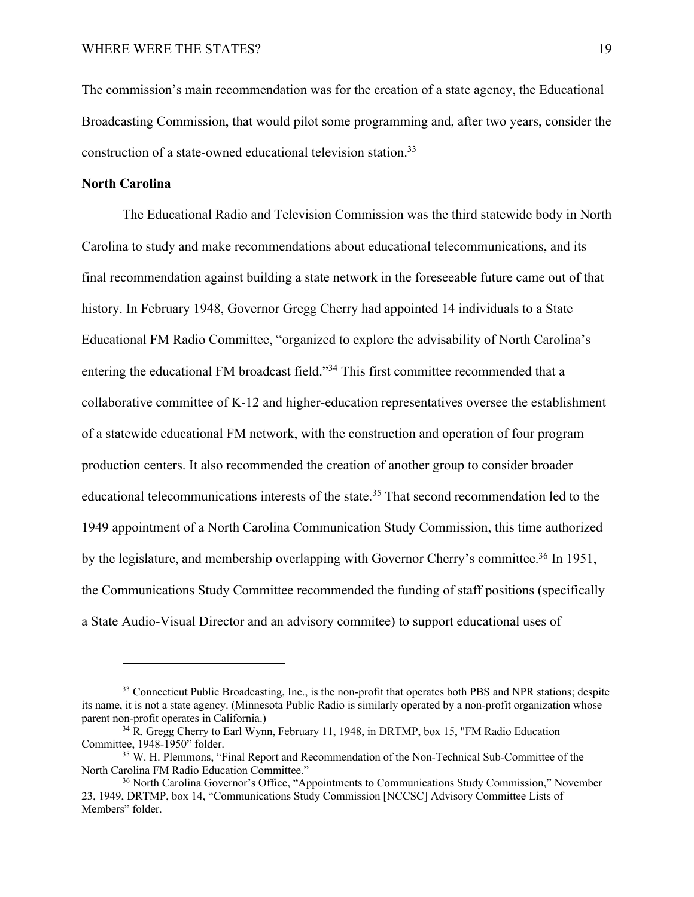The commission's main recommendation was for the creation of a state agency, the Educational Broadcasting Commission, that would pilot some programming and, after two years, consider the construction of a state-owned educational television station.[33]

**North Carolina**

The Educational Radio and Television Commission was the third statewide body in North Carolina to study and make recommendations about educational telecommunications, and its final recommendation against building a state network in the foreseeable future came out of that history. In February 1948, Governor Gregg Cherry had appointed 14 individuals to a State Educational FM Radio Committee, "organized to explore the advisability of North Carolina's entering the educational FM broadcast field."[34] This first committee recommended that a collaborative committee of K-12 and higher-education representatives oversee the establishment of a statewide educational FM network, with the construction and operation of four program production centers. It also recommended the creation of another group to consider broader educational telecommunications interests of the state.[35] That second recommendation led to the 1949 appointment of a North Carolina Communication Study Commission, this time authorized by the legislature, and membership overlapping with Governor Cherry's committee.[36] In 1951, the Communications Study Committee recommended the funding of staff positions (specifically a State Audio-Visual Director and an advisory commitee) to support educational uses of

---

[33] Connecticut Public Broadcasting, Inc., is the non-profit that operates both PBS and NPR stations; despite its name, it is not a state agency. (Minnesota Public Radio is similarly operated by a non-profit organization whose parent non-profit operates in California.)

[34] R. Gregg Cherry to Earl Wynn, February 11, 1948, in DRTMP, box 15, "FM Radio Education Committee, 1948-1950" folder.

[35] W. H. Plemmons, "Final Report and Recommendation of the Non-Technical Sub-Committee of the North Carolina FM Radio Education Committee."

[36] North Carolina Governor's Office, "Appointments to Communications Study Commission," November 23, 1949, DRTMP, box 14, "Communications Study Commission [NCCSC] Advisory Committee Lists of Members" folder.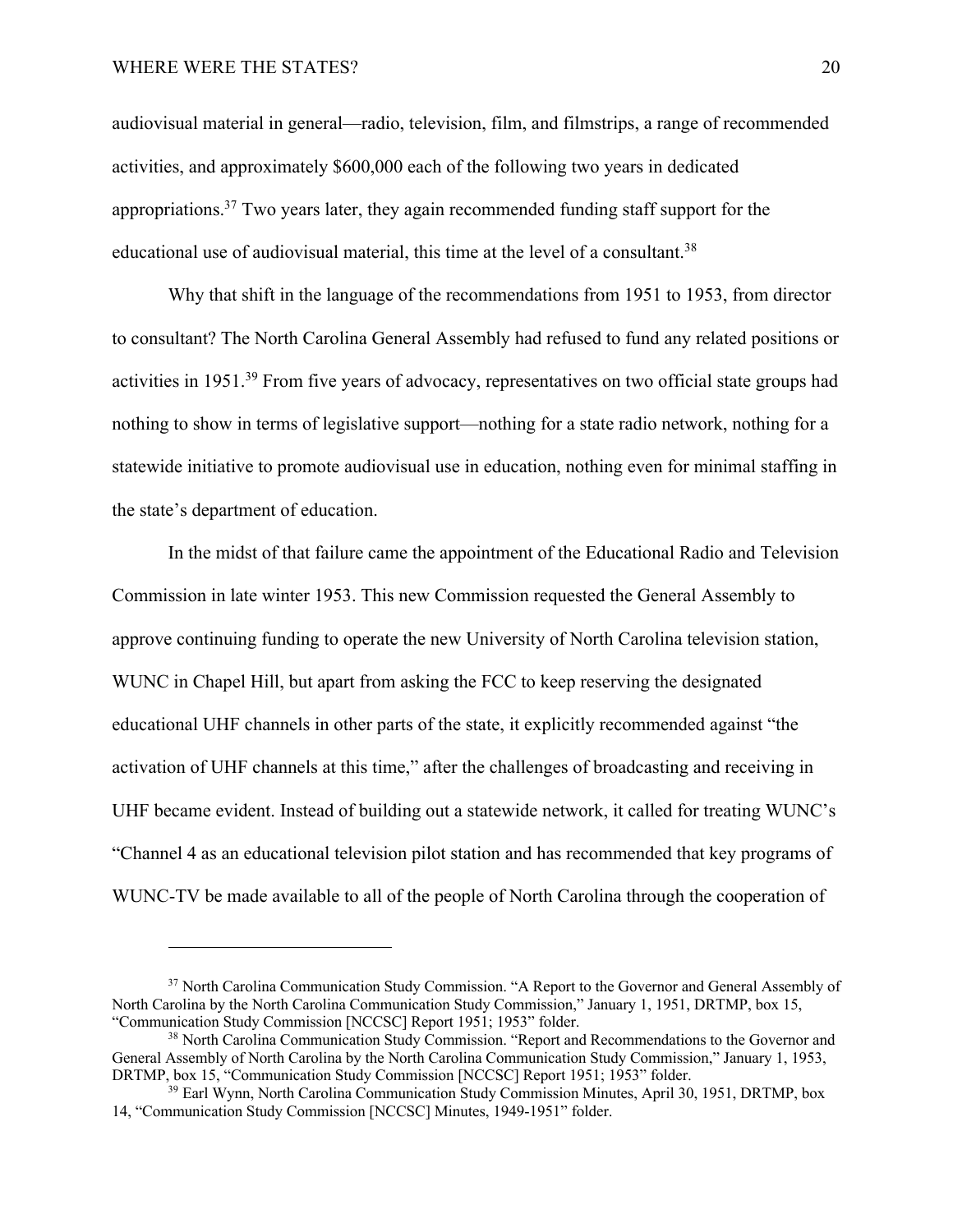audiovisual material in general—radio, television, film, and filmstrips, a range of recommended activities, and approximately $600,000 each of the following two years in dedicated appropriations.[37] Two years later, they again recommended funding staff support for the educational use of audiovisual material, this time at the level of a consultant.[38]

Why that shift in the language of the recommendations from 1951 to 1953, from director to consultant? The North Carolina General Assembly had refused to fund any related positions or activities in 1951.[39] From five years of advocacy, representatives on two official state groups had nothing to show in terms of legislative support—nothing for a state radio network, nothing for a statewide initiative to promote audiovisual use in education, nothing even for minimal staffing in the state's department of education.

In the midst of that failure came the appointment of the Educational Radio and Television Commission in late winter 1953. This new Commission requested the General Assembly to approve continuing funding to operate the new University of North Carolina television station, WUNC in Chapel Hill, but apart from asking the FCC to keep reserving the designated educational UHF channels in other parts of the state, it explicitly recommended against "the activation of UHF channels at this time," after the challenges of broadcasting and receiving in UHF became evident. Instead of building out a statewide network, it called for treating WUNC's "Channel 4 as an educational television pilot station and has recommended that key programs of WUNC-TV be made available to all of the people of North Carolina through the cooperation of

---

[37] North Carolina Communication Study Commission. "A Report to the Governor and General Assembly of North Carolina by the North Carolina Communication Study Commission," January 1, 1951, DRTMP, box 15, "Communication Study Commission [NCCSC] Report 1951; 1953" folder.

[38] North Carolina Communication Study Commission. "Report and Recommendations to the Governor and General Assembly of North Carolina by the North Carolina Communication Study Commission," January 1, 1953, DRTMP, box 15, "Communication Study Commission [NCCSC] Report 1951; 1953" folder.

[39] Earl Wynn, North Carolina Communication Study Commission Minutes, April 30, 1951, DRTMP, box 14, "Communication Study Commission [NCCSC] Minutes, 1949-1951" folder.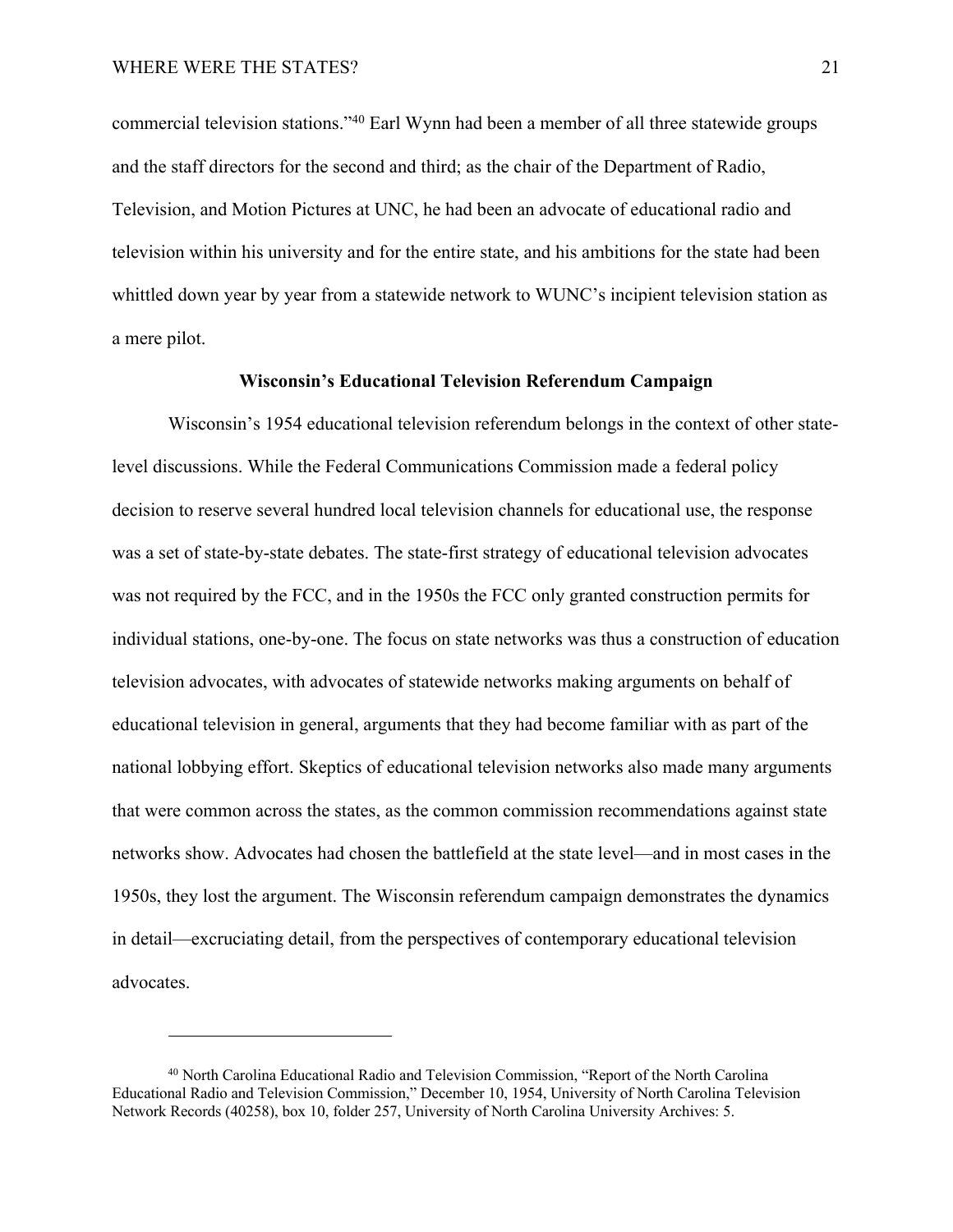commercial television stations."[40] Earl Wynn had been a member of all three statewide groups and the staff directors for the second and third; as the chair of the Department of Radio, Television, and Motion Pictures at UNC, he had been an advocate of educational radio and television within his university and for the entire state, and his ambitions for the state had been whittled down year by year from a statewide network to WUNC's incipient television station as a mere pilot.

### Wisconsin's Educational Television Referendum Campaign

Wisconsin's 1954 educational television referendum belongs in the context of other state-level discussions. While the Federal Communications Commission made a federal policy decision to reserve several hundred local television channels for educational use, the response was a set of state-by-state debates. The state-first strategy of educational television advocates was not required by the FCC, and in the 1950s the FCC only granted construction permits for individual stations, one-by-one. The focus on state networks was thus a construction of education television advocates, with advocates of statewide networks making arguments on behalf of educational television in general, arguments that they had become familiar with as part of the national lobbying effort. Skeptics of educational television networks also made many arguments that were common across the states, as the common commission recommendations against state networks show. Advocates had chosen the battlefield at the state level—and in most cases in the 1950s, they lost the argument. The Wisconsin referendum campaign demonstrates the dynamics in detail—excruciating detail, from the perspectives of contemporary educational television advocates.

---

[40] North Carolina Educational Radio and Television Commission, "Report of the North Carolina Educational Radio and Television Commission," December 10, 1954, University of North Carolina Television Network Records (40258), box 10, folder 257, University of North Carolina University Archives: 5.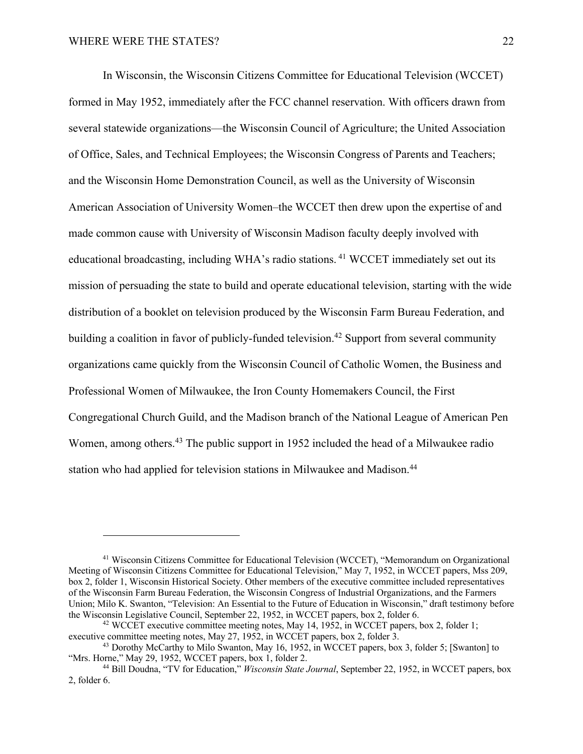In Wisconsin, the Wisconsin Citizens Committee for Educational Television (WCCET) formed in May 1952, immediately after the FCC channel reservation. With officers drawn from several statewide organizations—the Wisconsin Council of Agriculture; the United Association of Office, Sales, and Technical Employees; the Wisconsin Congress of Parents and Teachers; and the Wisconsin Home Demonstration Council, as well as the University of Wisconsin American Association of University Women–the WCCET then drew upon the expertise of and made common cause with University of Wisconsin Madison faculty deeply involved with educational broadcasting, including WHA's radio stations. [41] WCCET immediately set out its mission of persuading the state to build and operate educational television, starting with the wide distribution of a booklet on television produced by the Wisconsin Farm Bureau Federation, and building a coalition in favor of publicly-funded television.[42] Support from several community organizations came quickly from the Wisconsin Council of Catholic Women, the Business and Professional Women of Milwaukee, the Iron County Homemakers Council, the First Congregational Church Guild, and the Madison branch of the National League of American Pen Women, among others.[43] The public support in 1952 included the head of a Milwaukee radio station who had applied for television stations in Milwaukee and Madison.[44]

---

[41] Wisconsin Citizens Committee for Educational Television (WCCET), "Memorandum on Organizational Meeting of Wisconsin Citizens Committee for Educational Television," May 7, 1952, in WCCET papers, Mss 209, box 2, folder 1, Wisconsin Historical Society. Other members of the executive committee included representatives of the Wisconsin Farm Bureau Federation, the Wisconsin Congress of Industrial Organizations, and the Farmers Union; Milo K. Swanton, "Television: An Essential to the Future of Education in Wisconsin," draft testimony before the Wisconsin Legislative Council, September 22, 1952, in WCCET papers, box 2, folder 6.

[42] WCCET executive committee meeting notes, May 14, 1952, in WCCET papers, box 2, folder 1; executive committee meeting notes, May 27, 1952, in WCCET papers, box 2, folder 3.

[43] Dorothy McCarthy to Milo Swanton, May 16, 1952, in WCCET papers, box 3, folder 5; [Swanton] to "Mrs. Horne," May 29, 1952, WCCET papers, box 1, folder 2.

[44] Bill Doudna, "TV for Education," *Wisconsin State Journal*, September 22, 1952, in WCCET papers, box 2, folder 6.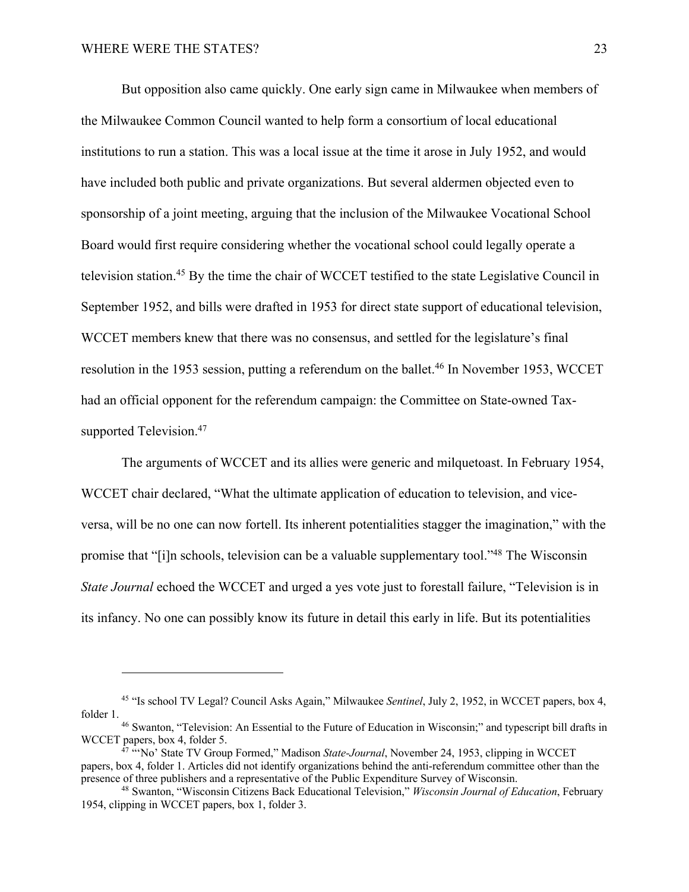But opposition also came quickly. One early sign came in Milwaukee when members of the Milwaukee Common Council wanted to help form a consortium of local educational institutions to run a station. This was a local issue at the time it arose in July 1952, and would have included both public and private organizations. But several aldermen objected even to sponsorship of a joint meeting, arguing that the inclusion of the Milwaukee Vocational School Board would first require considering whether the vocational school could legally operate a television station.[45] By the time the chair of WCCET testified to the state Legislative Council in September 1952, and bills were drafted in 1953 for direct state support of educational television, WCCET members knew that there was no consensus, and settled for the legislature's final resolution in the 1953 session, putting a referendum on the ballet.[46] In November 1953, WCCET had an official opponent for the referendum campaign: the Committee on State-owned Tax-supported Television.[47]

The arguments of WCCET and its allies were generic and milquetoast. In February 1954, WCCET chair declared, "What the ultimate application of education to television, and vice-versa, will be no one can now fortell. Its inherent potentialities stagger the imagination," with the promise that "[i]n schools, television can be a valuable supplementary tool."[48] The Wisconsin *State Journal* echoed the WCCET and urged a yes vote just to forestall failure, "Television is in its infancy. No one can possibly know its future in detail this early in life. But its potentialities

---

[45] "Is school TV Legal? Council Asks Again," Milwaukee *Sentinel*, July 2, 1952, in WCCET papers, box 4, folder 1.

[46] Swanton, "Television: An Essential to the Future of Education in Wisconsin;" and typescript bill drafts in WCCET papers, box 4, folder 5.

[47] "'No' State TV Group Formed," Madison *State-Journal*, November 24, 1953, clipping in WCCET papers, box 4, folder 1. Articles did not identify organizations behind the anti-referendum committee other than the presence of three publishers and a representative of the Public Expenditure Survey of Wisconsin.

[48] Swanton, "Wisconsin Citizens Back Educational Television," *Wisconsin Journal of Education*, February 1954, clipping in WCCET papers, box 1, folder 3.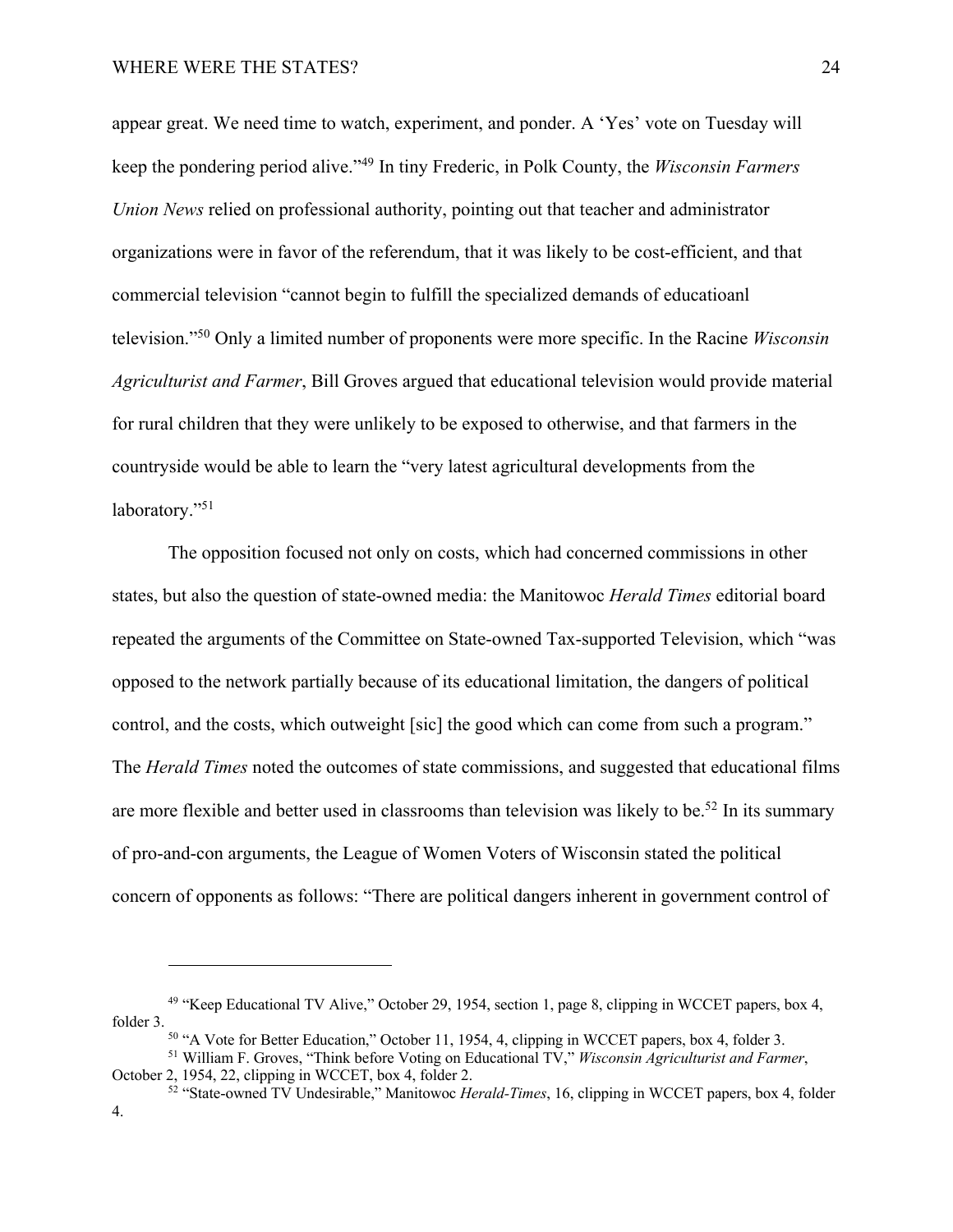appear great. We need time to watch, experiment, and ponder. A 'Yes' vote on Tuesday will keep the pondering period alive."[49] In tiny Frederic, in Polk County, the *Wisconsin Farmers Union News* relied on professional authority, pointing out that teacher and administrator organizations were in favor of the referendum, that it was likely to be cost-efficient, and that commercial television "cannot begin to fulfill the specialized demands of educatioanl television."[50] Only a limited number of proponents were more specific. In the Racine *Wisconsin Agriculturist and Farmer*, Bill Groves argued that educational television would provide material for rural children that they were unlikely to be exposed to otherwise, and that farmers in the countryside would be able to learn the "very latest agricultural developments from the laboratory."[51]

The opposition focused not only on costs, which had concerned commissions in other states, but also the question of state-owned media: the Manitowoc *Herald Times* editorial board repeated the arguments of the Committee on State-owned Tax-supported Television, which "was opposed to the network partially because of its educational limitation, the dangers of political control, and the costs, which outweight [sic] the good which can come from such a program." The *Herald Times* noted the outcomes of state commissions, and suggested that educational films are more flexible and better used in classrooms than television was likely to be.[52] In its summary of pro-and-con arguments, the League of Women Voters of Wisconsin stated the political concern of opponents as follows: "There are political dangers inherent in government control of

---

[49] "Keep Educational TV Alive," October 29, 1954, section 1, page 8, clipping in WCCET papers, box 4, folder 3.

[50] "A Vote for Better Education," October 11, 1954, 4, clipping in WCCET papers, box 4, folder 3.

[51] William F. Groves, "Think before Voting on Educational TV," *Wisconsin Agriculturist and Farmer*, October 2, 1954, 22, clipping in WCCET, box 4, folder 2.

[52] "State-owned TV Undesirable," Manitowoc *Herald-Times*, 16, clipping in WCCET papers, box 4, folder 4.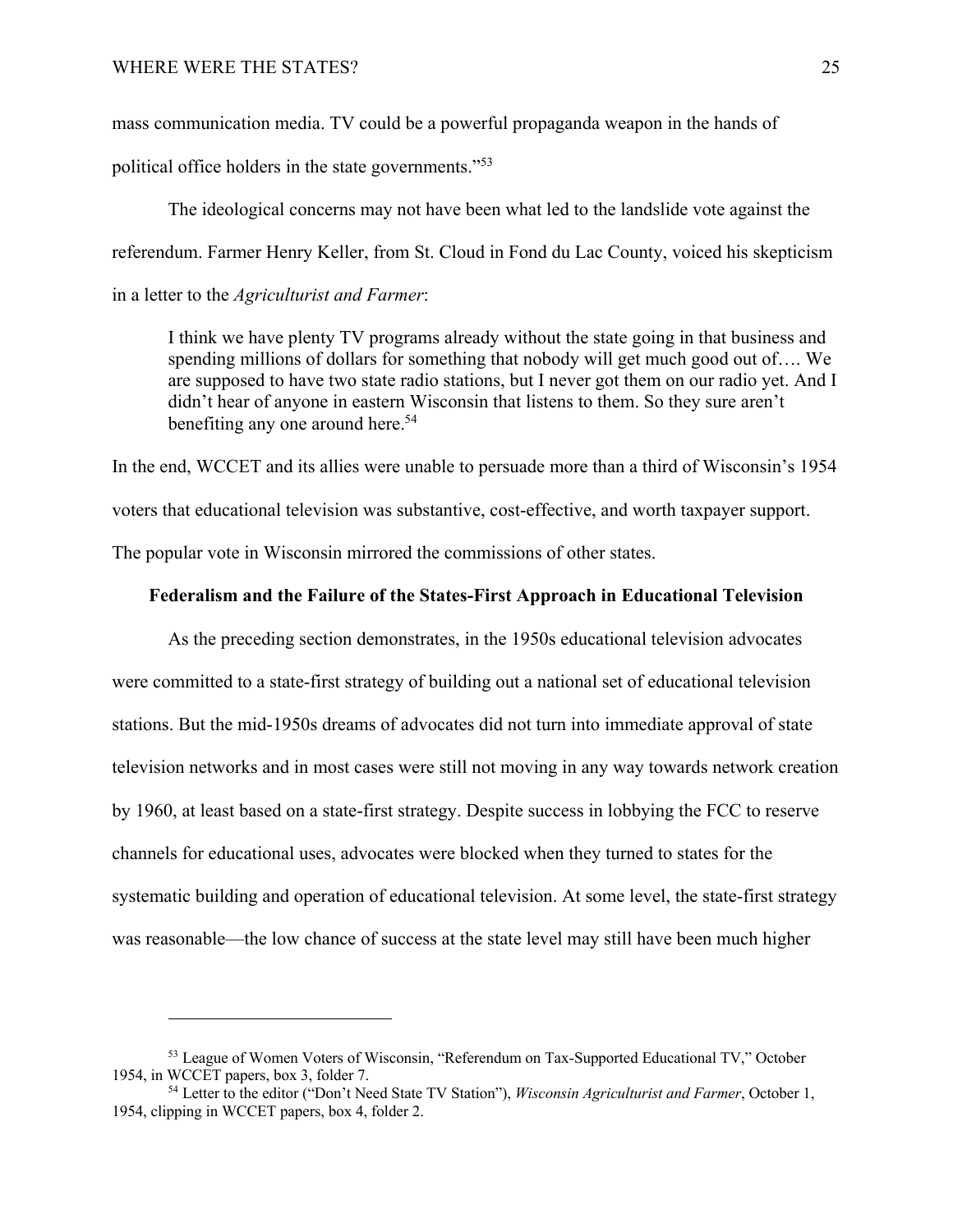mass communication media. TV could be a powerful propaganda weapon in the hands of political office holders in the state governments."[53]

The ideological concerns may not have been what led to the landslide vote against the referendum. Farmer Henry Keller, from St. Cloud in Fond du Lac County, voiced his skepticism in a letter to the *Agriculturist and Farmer*:

> I think we have plenty TV programs already without the state going in that business and spending millions of dollars for something that nobody will get much good out of…. We are supposed to have two state radio stations, but I never got them on our radio yet. And I didn't hear of anyone in eastern Wisconsin that listens to them. So they sure aren't benefiting any one around here.[54]

In the end, WCCET and its allies were unable to persuade more than a third of Wisconsin's 1954 voters that educational television was substantive, cost-effective, and worth taxpayer support. The popular vote in Wisconsin mirrored the commissions of other states.

## Federalism and the Failure of the States-First Approach in Educational Television

As the preceding section demonstrates, in the 1950s educational television advocates were committed to a state-first strategy of building out a national set of educational television stations. But the mid-1950s dreams of advocates did not turn into immediate approval of state television networks and in most cases were still not moving in any way towards network creation by 1960, at least based on a state-first strategy. Despite success in lobbying the FCC to reserve channels for educational uses, advocates were blocked when they turned to states for the systematic building and operation of educational television. At some level, the state-first strategy was reasonable—the low chance of success at the state level may still have been much higher

---

[53] League of Women Voters of Wisconsin, "Referendum on Tax-Supported Educational TV," October 1954, in WCCET papers, box 3, folder 7.

[54] Letter to the editor ("Don't Need State TV Station"), *Wisconsin Agriculturist and Farmer*, October 1, 1954, clipping in WCCET papers, box 4, folder 2.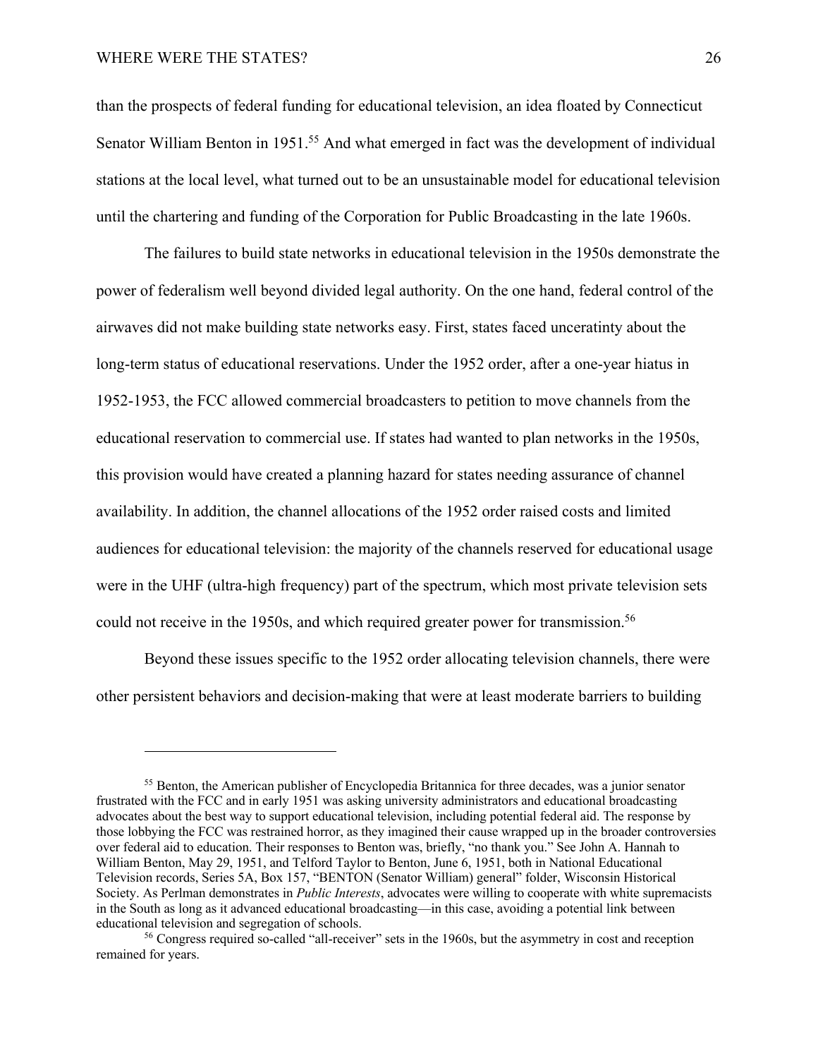than the prospects of federal funding for educational television, an idea floated by Connecticut Senator William Benton in 1951.[55] And what emerged in fact was the development of individual stations at the local level, what turned out to be an unsustainable model for educational television until the chartering and funding of the Corporation for Public Broadcasting in the late 1960s.

The failures to build state networks in educational television in the 1950s demonstrate the power of federalism well beyond divided legal authority. On the one hand, federal control of the airwaves did not make building state networks easy. First, states faced unceratinty about the long-term status of educational reservations. Under the 1952 order, after a one-year hiatus in 1952-1953, the FCC allowed commercial broadcasters to petition to move channels from the educational reservation to commercial use. If states had wanted to plan networks in the 1950s, this provision would have created a planning hazard for states needing assurance of channel availability. In addition, the channel allocations of the 1952 order raised costs and limited audiences for educational television: the majority of the channels reserved for educational usage were in the UHF (ultra-high frequency) part of the spectrum, which most private television sets could not receive in the 1950s, and which required greater power for transmission.[56]

Beyond these issues specific to the 1952 order allocating television channels, there were other persistent behaviors and decision-making that were at least moderate barriers to building

---

[55] Benton, the American publisher of Encyclopedia Britannica for three decades, was a junior senator frustrated with the FCC and in early 1951 was asking university administrators and educational broadcasting advocates about the best way to support educational television, including potential federal aid. The response by those lobbying the FCC was restrained horror, as they imagined their cause wrapped up in the broader controversies over federal aid to education. Their responses to Benton was, briefly, "no thank you." See John A. Hannah to William Benton, May 29, 1951, and Telford Taylor to Benton, June 6, 1951, both in National Educational Television records, Series 5A, Box 157, "BENTON (Senator William) general" folder, Wisconsin Historical Society. As Perlman demonstrates in *Public Interests*, advocates were willing to cooperate with white supremacists in the South as long as it advanced educational broadcasting—in this case, avoiding a potential link between educational television and segregation of schools.

[56] Congress required so-called "all-receiver" sets in the 1960s, but the asymmetry in cost and reception remained for years.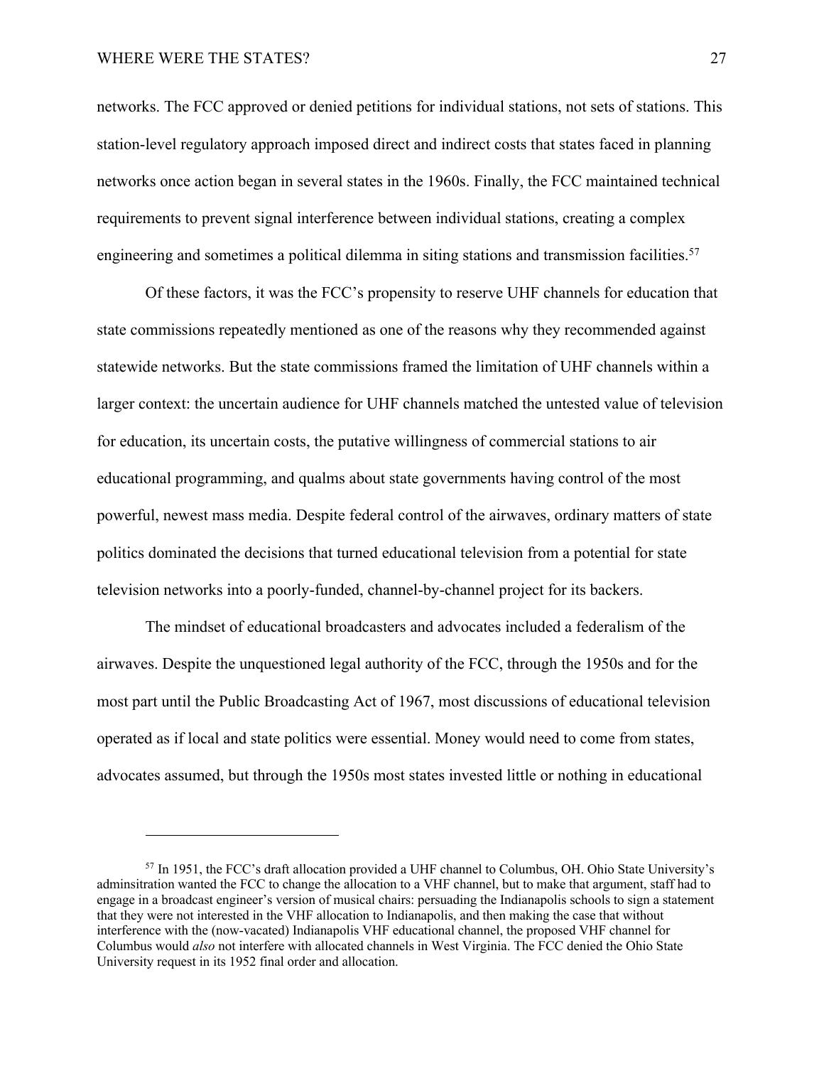networks. The FCC approved or denied petitions for individual stations, not sets of stations. This station-level regulatory approach imposed direct and indirect costs that states faced in planning networks once action began in several states in the 1960s. Finally, the FCC maintained technical requirements to prevent signal interference between individual stations, creating a complex engineering and sometimes a political dilemma in siting stations and transmission facilities.[57]

Of these factors, it was the FCC's propensity to reserve UHF channels for education that state commissions repeatedly mentioned as one of the reasons why they recommended against statewide networks. But the state commissions framed the limitation of UHF channels within a larger context: the uncertain audience for UHF channels matched the untested value of television for education, its uncertain costs, the putative willingness of commercial stations to air educational programming, and qualms about state governments having control of the most powerful, newest mass media. Despite federal control of the airwaves, ordinary matters of state politics dominated the decisions that turned educational television from a potential for state television networks into a poorly-funded, channel-by-channel project for its backers.

The mindset of educational broadcasters and advocates included a federalism of the airwaves. Despite the unquestioned legal authority of the FCC, through the 1950s and for the most part until the Public Broadcasting Act of 1967, most discussions of educational television operated as if local and state politics were essential. Money would need to come from states, advocates assumed, but through the 1950s most states invested little or nothing in educational

---

[57] In 1951, the FCC's draft allocation provided a UHF channel to Columbus, OH. Ohio State University's adminsitration wanted the FCC to change the allocation to a VHF channel, but to make that argument, staff had to engage in a broadcast engineer's version of musical chairs: persuading the Indianapolis schools to sign a statement that they were not interested in the VHF allocation to Indianapolis, and then making the case that without interference with the (now-vacated) Indianapolis VHF educational channel, the proposed VHF channel for Columbus would *also* not interfere with allocated channels in West Virginia. The FCC denied the Ohio State University request in its 1952 final order and allocation.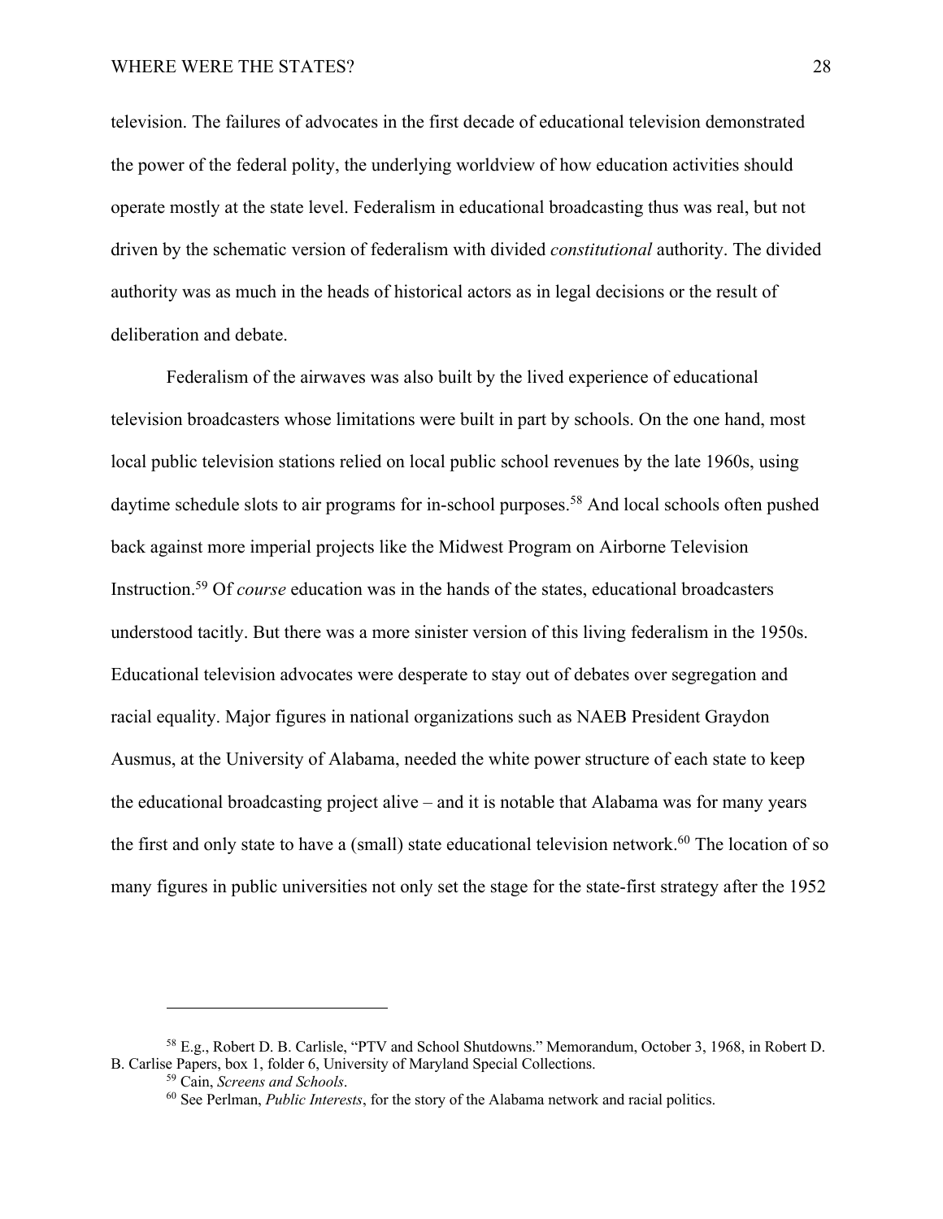television. The failures of advocates in the first decade of educational television demonstrated the power of the federal polity, the underlying worldview of how education activities should operate mostly at the state level. Federalism in educational broadcasting thus was real, but not driven by the schematic version of federalism with divided *constitutional* authority. The divided authority was as much in the heads of historical actors as in legal decisions or the result of deliberation and debate.

Federalism of the airwaves was also built by the lived experience of educational television broadcasters whose limitations were built in part by schools. On the one hand, most local public television stations relied on local public school revenues by the late 1960s, using daytime schedule slots to air programs for in-school purposes.[58] And local schools often pushed back against more imperial projects like the Midwest Program on Airborne Television Instruction.[59] Of *course* education was in the hands of the states, educational broadcasters understood tacitly. But there was a more sinister version of this living federalism in the 1950s. Educational television advocates were desperate to stay out of debates over segregation and racial equality. Major figures in national organizations such as NAEB President Graydon Ausmus, at the University of Alabama, needed the white power structure of each state to keep the educational broadcasting project alive – and it is notable that Alabama was for many years the first and only state to have a (small) state educational television network.[60] The location of so many figures in public universities not only set the stage for the state-first strategy after the 1952

---

[58] E.g., Robert D. B. Carlisle, "PTV and School Shutdowns." Memorandum, October 3, 1968, in Robert D. B. Carlise Papers, box 1, folder 6, University of Maryland Special Collections.

[59] Cain, *Screens and Schools*.

[60] See Perlman, *Public Interests*, for the story of the Alabama network and racial politics.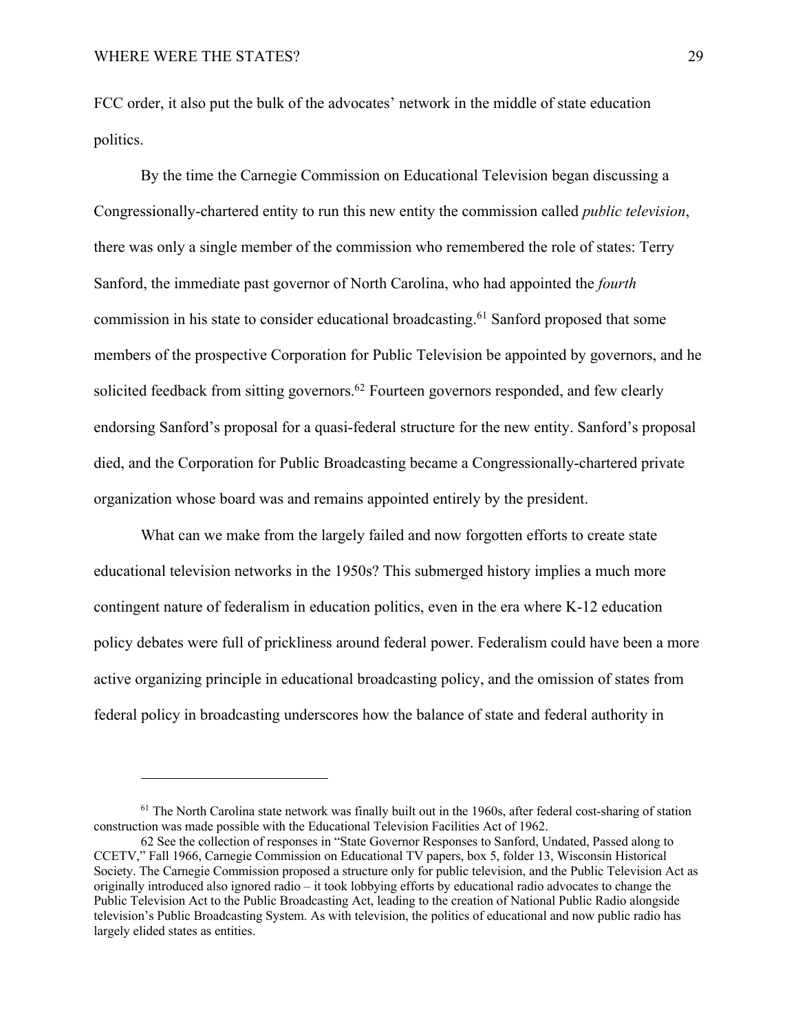FCC order, it also put the bulk of the advocates' network in the middle of state education politics.

By the time the Carnegie Commission on Educational Television began discussing a Congressionally-chartered entity to run this new entity the commission called *public television*, there was only a single member of the commission who remembered the role of states: Terry Sanford, the immediate past governor of North Carolina, who had appointed the *fourth* commission in his state to consider educational broadcasting.[61] Sanford proposed that some members of the prospective Corporation for Public Television be appointed by governors, and he solicited feedback from sitting governors.[62] Fourteen governors responded, and few clearly endorsing Sanford's proposal for a quasi-federal structure for the new entity. Sanford's proposal died, and the Corporation for Public Broadcasting became a Congressionally-chartered private organization whose board was and remains appointed entirely by the president.

What can we make from the largely failed and now forgotten efforts to create state educational television networks in the 1950s? This submerged history implies a much more contingent nature of federalism in education politics, even in the era where K-12 education policy debates were full of prickliness around federal power. Federalism could have been a more active organizing principle in educational broadcasting policy, and the omission of states from federal policy in broadcasting underscores how the balance of state and federal authority in

---

[61] The North Carolina state network was finally built out in the 1960s, after federal cost-sharing of station construction was made possible with the Educational Television Facilities Act of 1962.

62 See the collection of responses in "State Governor Responses to Sanford, Undated, Passed along to CCETV," Fall 1966, Carnegie Commission on Educational TV papers, box 5, folder 13, Wisconsin Historical Society. The Carnegie Commission proposed a structure only for public television, and the Public Television Act as originally introduced also ignored radio – it took lobbying efforts by educational radio advocates to change the Public Television Act to the Public Broadcasting Act, leading to the creation of National Public Radio alongside television's Public Broadcasting System. As with television, the politics of educational and now public radio has largely elided states as entities.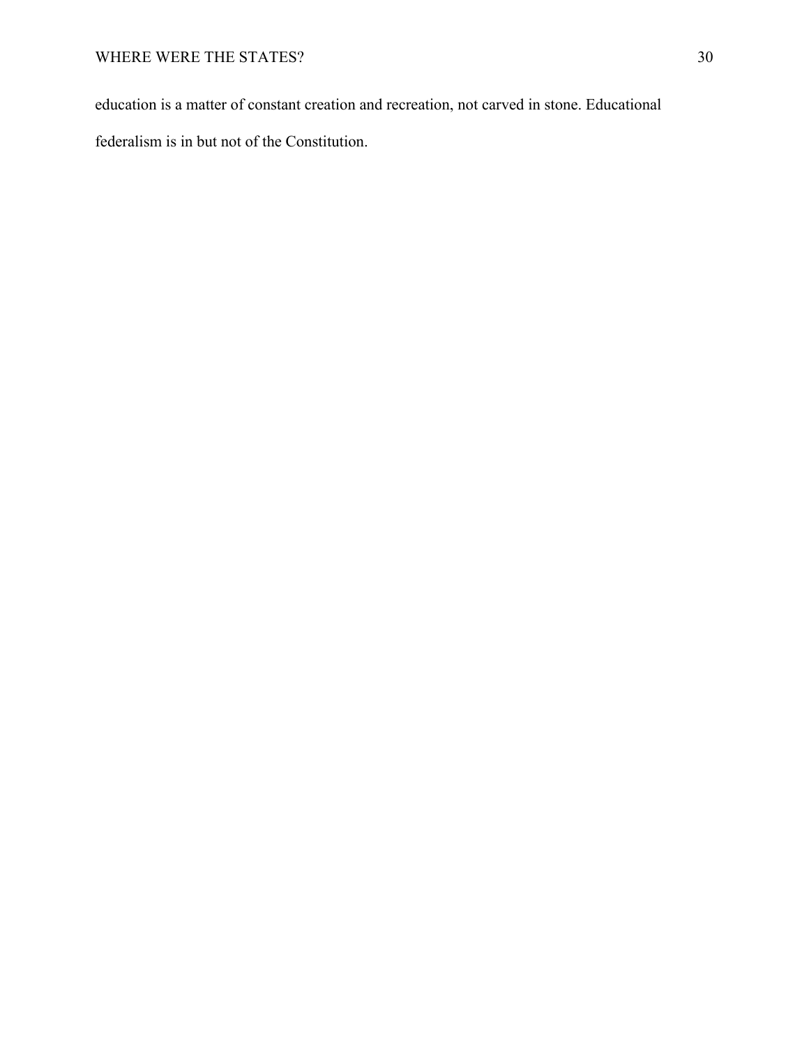education is a matter of constant creation and recreation, not carved in stone. Educational federalism is in but not of the Constitution.